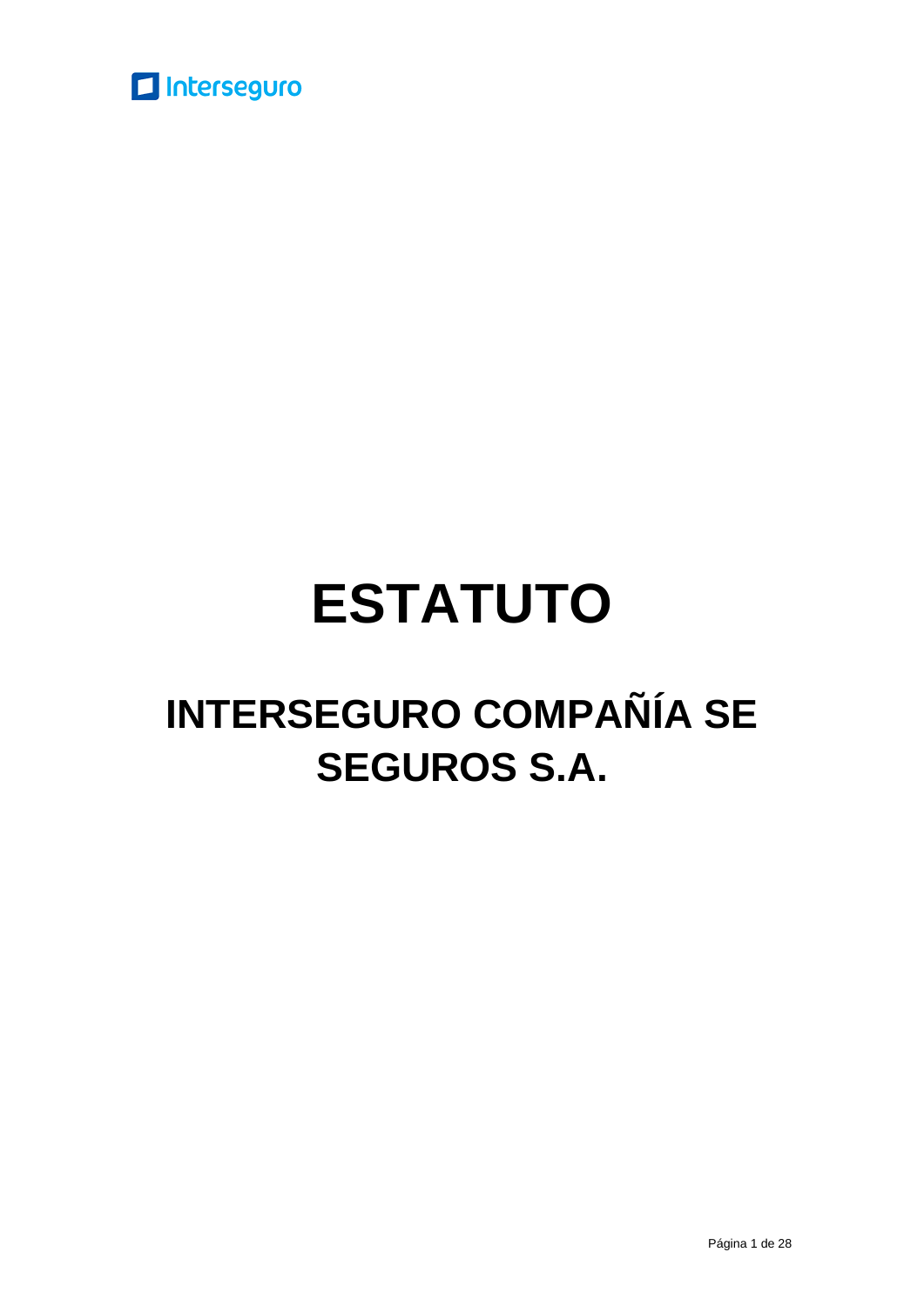Interseguro

# ESTATUTO

## INTERSEGURO COMPAÑÍA SE SEGUROS S.A.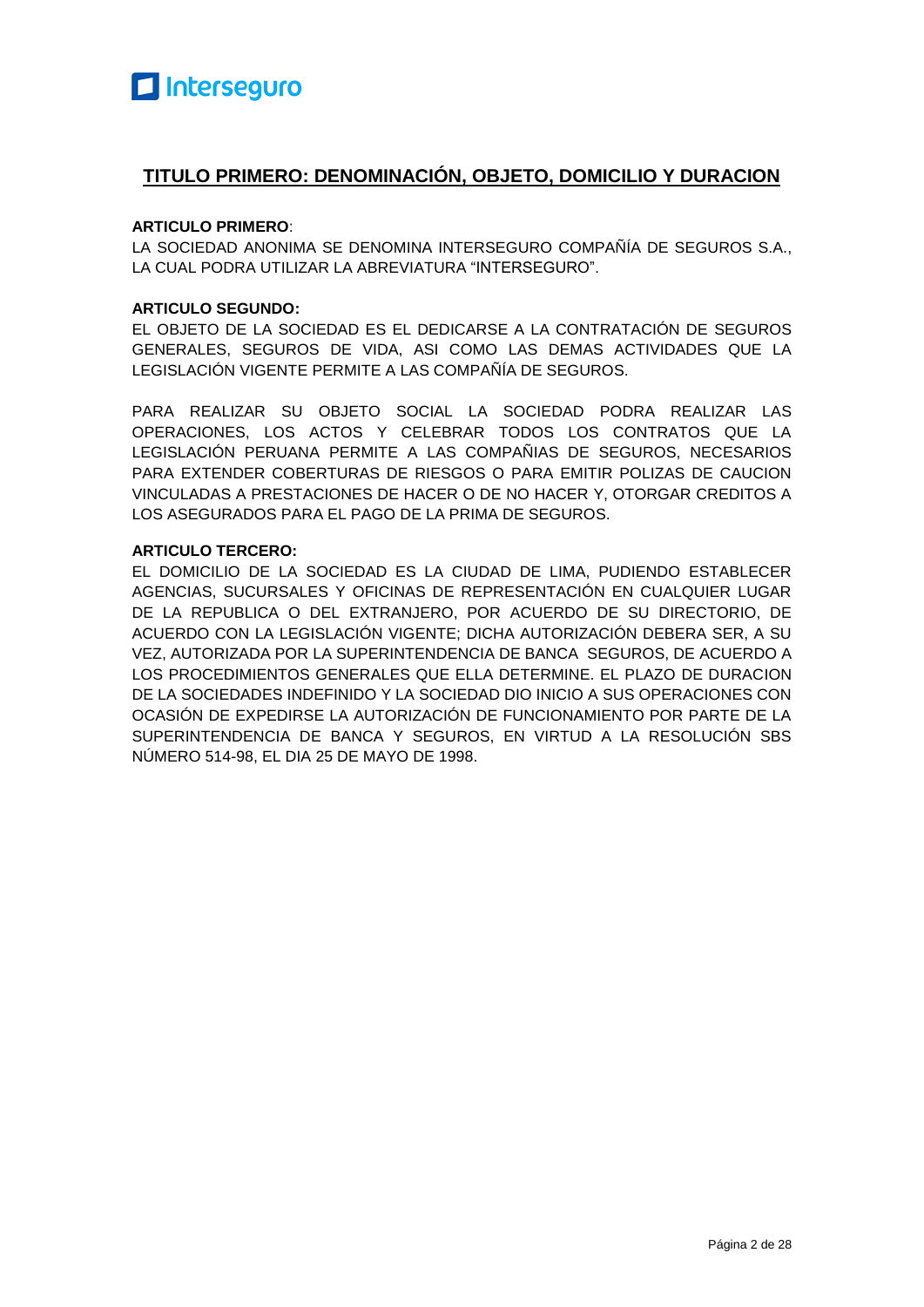## TITULO PRIMERO: DENOMINACIÓN, OBJETO, DOMICILIO Y DURACION

**ARTICULO PRIMERO**:
LA SOCIEDAD ANONIMA SE DENOMINA INTERSEGURO COMPAÑÍA DE SEGUROS S.A., LA CUAL PODRA UTILIZAR LA ABREVIATURA "INTERSEGURO".

**ARTICULO SEGUNDO:**
EL OBJETO DE LA SOCIEDAD ES EL DEDICARSE A LA CONTRATACIÓN DE SEGUROS GENERALES, SEGUROS DE VIDA, ASI COMO LAS DEMAS ACTIVIDADES QUE LA LEGISLACIÓN VIGENTE PERMITE A LAS COMPAÑÍA DE SEGUROS.

PARA REALIZAR SU OBJETO SOCIAL LA SOCIEDAD PODRA REALIZAR LAS OPERACIONES, LOS ACTOS Y CELEBRAR TODOS LOS CONTRATOS QUE LA LEGISLACIÓN PERUANA PERMITE A LAS COMPAÑIAS DE SEGUROS, NECESARIOS PARA EXTENDER COBERTURAS DE RIESGOS O PARA EMITIR POLIZAS DE CAUCION VINCULADAS A PRESTACIONES DE HACER O DE NO HACER Y, OTORGAR CREDITOS A LOS ASEGURADOS PARA EL PAGO DE LA PRIMA DE SEGUROS.

**ARTICULO TERCERO:**
EL DOMICILIO DE LA SOCIEDAD ES LA CIUDAD DE LIMA, PUDIENDO ESTABLECER AGENCIAS, SUCURSALES Y OFICINAS DE REPRESENTACIÓN EN CUALQUIER LUGAR DE LA REPUBLICA O DEL EXTRANJERO, POR ACUERDO DE SU DIRECTORIO, DE ACUERDO CON LA LEGISLACIÓN VIGENTE; DICHA AUTORIZACIÓN DEBERA SER, A SU VEZ, AUTORIZADA POR LA SUPERINTENDENCIA DE BANCA SEGUROS, DE ACUERDO A LOS PROCEDIMIENTOS GENERALES QUE ELLA DETERMINE. EL PLAZO DE DURACION DE LA SOCIEDADES INDEFINIDO Y LA SOCIEDAD DIO INICIO A SUS OPERACIONES CON OCASIÓN DE EXPEDIRSE LA AUTORIZACIÓN DE FUNCIONAMIENTO POR PARTE DE LA SUPERINTENDENCIA DE BANCA Y SEGUROS, EN VIRTUD A LA RESOLUCIÓN SBS NÚMERO 514-98, EL DIA 25 DE MAYO DE 1998.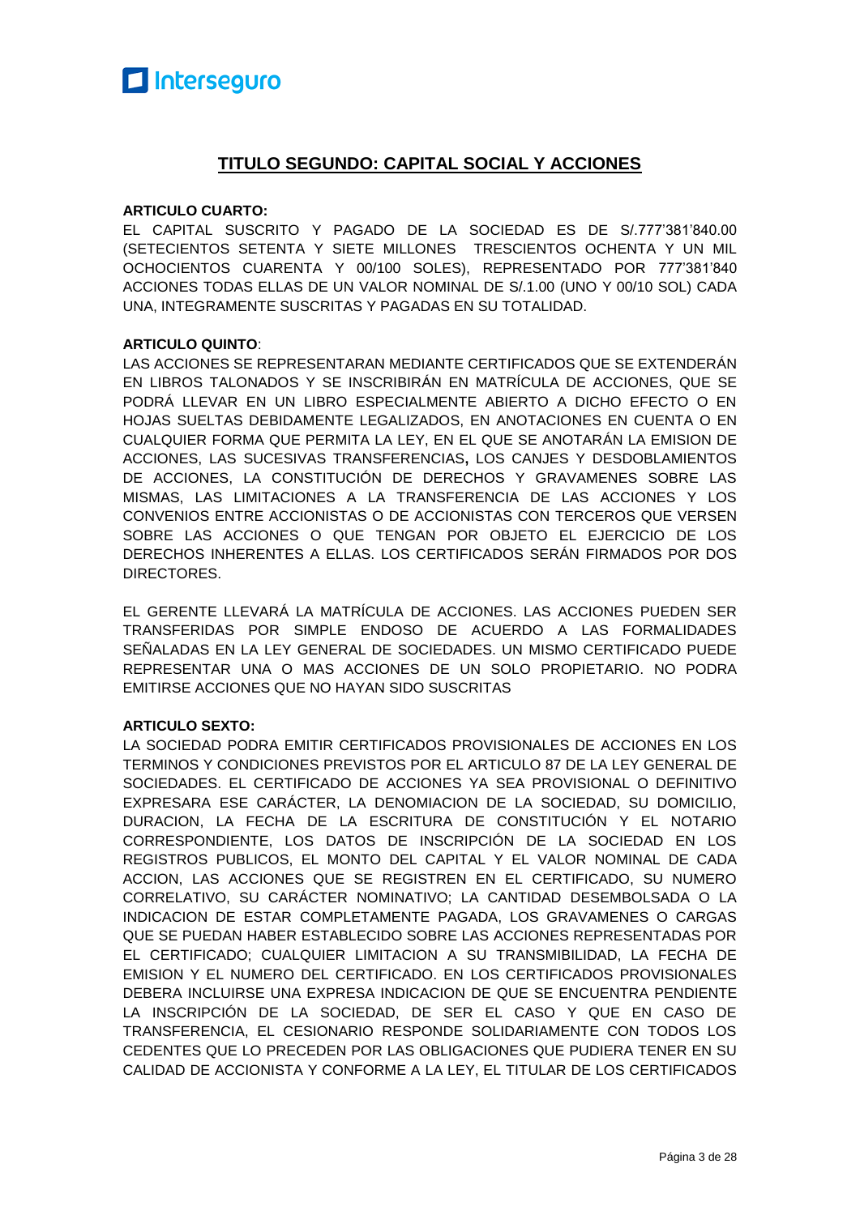## TITULO SEGUNDO: CAPITAL SOCIAL Y ACCIONES

**ARTICULO CUARTO:**

EL CAPITAL SUSCRITO Y PAGADO DE LA SOCIEDAD ES DE S/.777'381'840.00 (SETECIENTOS SETENTA Y SIETE MILLONES TRESCIENTOS OCHENTA Y UN MIL OCHOCIENTOS CUARENTA Y 00/100 SOLES), REPRESENTADO POR 777'381'840 ACCIONES TODAS ELLAS DE UN VALOR NOMINAL DE S/.1.00 (UNO Y 00/10 SOL) CADA UNA, INTEGRAMENTE SUSCRITAS Y PAGADAS EN SU TOTALIDAD.

**ARTICULO QUINTO**:

LAS ACCIONES SE REPRESENTARAN MEDIANTE CERTIFICADOS QUE SE EXTENDERÁN EN LIBROS TALONADOS Y SE INSCRIBIRÁN EN MATRÍCULA DE ACCIONES, QUE SE PODRÁ LLEVAR EN UN LIBRO ESPECIALMENTE ABIERTO A DICHO EFECTO O EN HOJAS SUELTAS DEBIDAMENTE LEGALIZADOS, EN ANOTACIONES EN CUENTA O EN CUALQUIER FORMA QUE PERMITA LA LEY, EN EL QUE SE ANOTARÁN LA EMISION DE ACCIONES, LAS SUCESIVAS TRANSFERENCIAS**,** LOS CANJES Y DESDOBLAMIENTOS DE ACCIONES, LA CONSTITUCIÓN DE DERECHOS Y GRAVAMENES SOBRE LAS MISMAS, LAS LIMITACIONES A LA TRANSFERENCIA DE LAS ACCIONES Y LOS CONVENIOS ENTRE ACCIONISTAS O DE ACCIONISTAS CON TERCEROS QUE VERSEN SOBRE LAS ACCIONES O QUE TENGAN POR OBJETO EL EJERCICIO DE LOS DERECHOS INHERENTES A ELLAS. LOS CERTIFICADOS SERÁN FIRMADOS POR DOS DIRECTORES.

EL GERENTE LLEVARÁ LA MATRÍCULA DE ACCIONES. LAS ACCIONES PUEDEN SER TRANSFERIDAS POR SIMPLE ENDOSO DE ACUERDO A LAS FORMALIDADES SEÑALADAS EN LA LEY GENERAL DE SOCIEDADES. UN MISMO CERTIFICADO PUEDE REPRESENTAR UNA O MAS ACCIONES DE UN SOLO PROPIETARIO. NO PODRA EMITIRSE ACCIONES QUE NO HAYAN SIDO SUSCRITAS

**ARTICULO SEXTO:**

LA SOCIEDAD PODRA EMITIR CERTIFICADOS PROVISIONALES DE ACCIONES EN LOS TERMINOS Y CONDICIONES PREVISTOS POR EL ARTICULO 87 DE LA LEY GENERAL DE SOCIEDADES. EL CERTIFICADO DE ACCIONES YA SEA PROVISIONAL O DEFINITIVO EXPRESARA ESE CARÁCTER, LA DENOMIACION DE LA SOCIEDAD, SU DOMICILIO, DURACION, LA FECHA DE LA ESCRITURA DE CONSTITUCIÓN Y EL NOTARIO CORRESPONDIENTE, LOS DATOS DE INSCRIPCIÓN DE LA SOCIEDAD EN LOS REGISTROS PUBLICOS, EL MONTO DEL CAPITAL Y EL VALOR NOMINAL DE CADA ACCION, LAS ACCIONES QUE SE REGISTREN EN EL CERTIFICADO, SU NUMERO CORRELATIVO, SU CARÁCTER NOMINATIVO; LA CANTIDAD DESEMBOLSADA O LA INDICACION DE ESTAR COMPLETAMENTE PAGADA, LOS GRAVAMENES O CARGAS QUE SE PUEDAN HABER ESTABLECIDO SOBRE LAS ACCIONES REPRESENTADAS POR EL CERTIFICADO; CUALQUIER LIMITACION A SU TRANSMIBILIDAD, LA FECHA DE EMISION Y EL NUMERO DEL CERTIFICADO. EN LOS CERTIFICADOS PROVISIONALES DEBERA INCLUIRSE UNA EXPRESA INDICACION DE QUE SE ENCUENTRA PENDIENTE LA INSCRIPCIÓN DE LA SOCIEDAD, DE SER EL CASO Y QUE EN CASO DE TRANSFERENCIA, EL CESIONARIO RESPONDE SOLIDARIAMENTE CON TODOS LOS CEDENTES QUE LO PRECEDEN POR LAS OBLIGACIONES QUE PUDIERA TENER EN SU CALIDAD DE ACCIONISTA Y CONFORME A LA LEY, EL TITULAR DE LOS CERTIFICADOS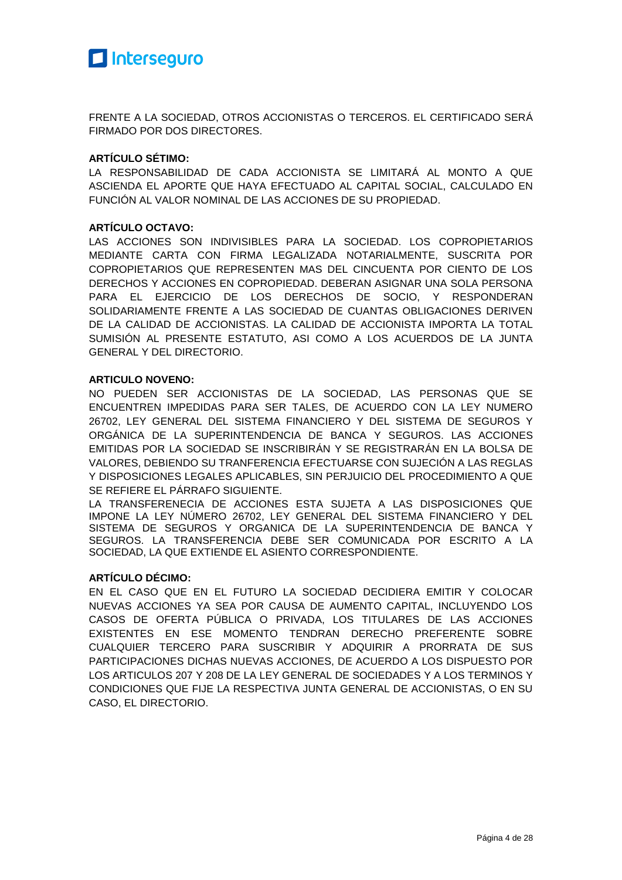FRENTE A LA SOCIEDAD, OTROS ACCIONISTAS O TERCEROS. EL CERTIFICADO SERÁ FIRMADO POR DOS DIRECTORES.

**ARTÍCULO SÉTIMO:**

LA RESPONSABILIDAD DE CADA ACCIONISTA SE LIMITARÁ AL MONTO A QUE ASCIENDA EL APORTE QUE HAYA EFECTUADO AL CAPITAL SOCIAL, CALCULADO EN FUNCIÓN AL VALOR NOMINAL DE LAS ACCIONES DE SU PROPIEDAD.

**ARTÍCULO OCTAVO:**

LAS ACCIONES SON INDIVISIBLES PARA LA SOCIEDAD. LOS COPROPIETARIOS MEDIANTE CARTA CON FIRMA LEGALIZADA NOTARIALMENTE, SUSCRITA POR COPROPIETARIOS QUE REPRESENTEN MAS DEL CINCUENTA POR CIENTO DE LOS DERECHOS Y ACCIONES EN COPROPIEDAD. DEBERAN ASIGNAR UNA SOLA PERSONA PARA EL EJERCICIO DE LOS DERECHOS DE SOCIO, Y RESPONDERAN SOLIDARIAMENTE FRENTE A LAS SOCIEDAD DE CUANTAS OBLIGACIONES DERIVEN DE LA CALIDAD DE ACCIONISTAS. LA CALIDAD DE ACCIONISTA IMPORTA LA TOTAL SUMISIÓN AL PRESENTE ESTATUTO, ASI COMO A LOS ACUERDOS DE LA JUNTA GENERAL Y DEL DIRECTORIO.

**ARTICULO NOVENO:**

NO PUEDEN SER ACCIONISTAS DE LA SOCIEDAD, LAS PERSONAS QUE SE ENCUENTREN IMPEDIDAS PARA SER TALES, DE ACUERDO CON LA LEY NUMERO 26702, LEY GENERAL DEL SISTEMA FINANCIERO Y DEL SISTEMA DE SEGUROS Y ORGÁNICA DE LA SUPERINTENDENCIA DE BANCA Y SEGUROS. LAS ACCIONES EMITIDAS POR LA SOCIEDAD SE INSCRIBIRÁN Y SE REGISTRARÁN EN LA BOLSA DE VALORES, DEBIENDO SU TRANFERENCIA EFECTUARSE CON SUJECIÓN A LAS REGLAS Y DISPOSICIONES LEGALES APLICABLES, SIN PERJUICIO DEL PROCEDIMIENTO A QUE SE REFIERE EL PÁRRAFO SIGUIENTE.

LA TRANSFERENECIA DE ACCIONES ESTA SUJETA A LAS DISPOSICIONES QUE IMPONE LA LEY NÚMERO 26702, LEY GENERAL DEL SISTEMA FINANCIERO Y DEL SISTEMA DE SEGUROS Y ORGANICA DE LA SUPERINTENDENCIA DE BANCA Y SEGUROS. LA TRANSFERENCIA DEBE SER COMUNICADA POR ESCRITO A LA SOCIEDAD, LA QUE EXTIENDE EL ASIENTO CORRESPONDIENTE.

**ARTÍCULO DÉCIMO:**

EN EL CASO QUE EN EL FUTURO LA SOCIEDAD DECIDIERA EMITIR Y COLOCAR NUEVAS ACCIONES YA SEA POR CAUSA DE AUMENTO CAPITAL, INCLUYENDO LOS CASOS DE OFERTA PÚBLICA O PRIVADA, LOS TITULARES DE LAS ACCIONES EXISTENTES EN ESE MOMENTO TENDRAN DERECHO PREFERENTE SOBRE CUALQUIER TERCERO PARA SUSCRIBIR Y ADQUIRIR A PRORRATA DE SUS PARTICIPACIONES DICHAS NUEVAS ACCIONES, DE ACUERDO A LOS DISPUESTO POR LOS ARTICULOS 207 Y 208 DE LA LEY GENERAL DE SOCIEDADES Y A LOS TERMINOS Y CONDICIONES QUE FIJE LA RESPECTIVA JUNTA GENERAL DE ACCIONISTAS, O EN SU CASO, EL DIRECTORIO.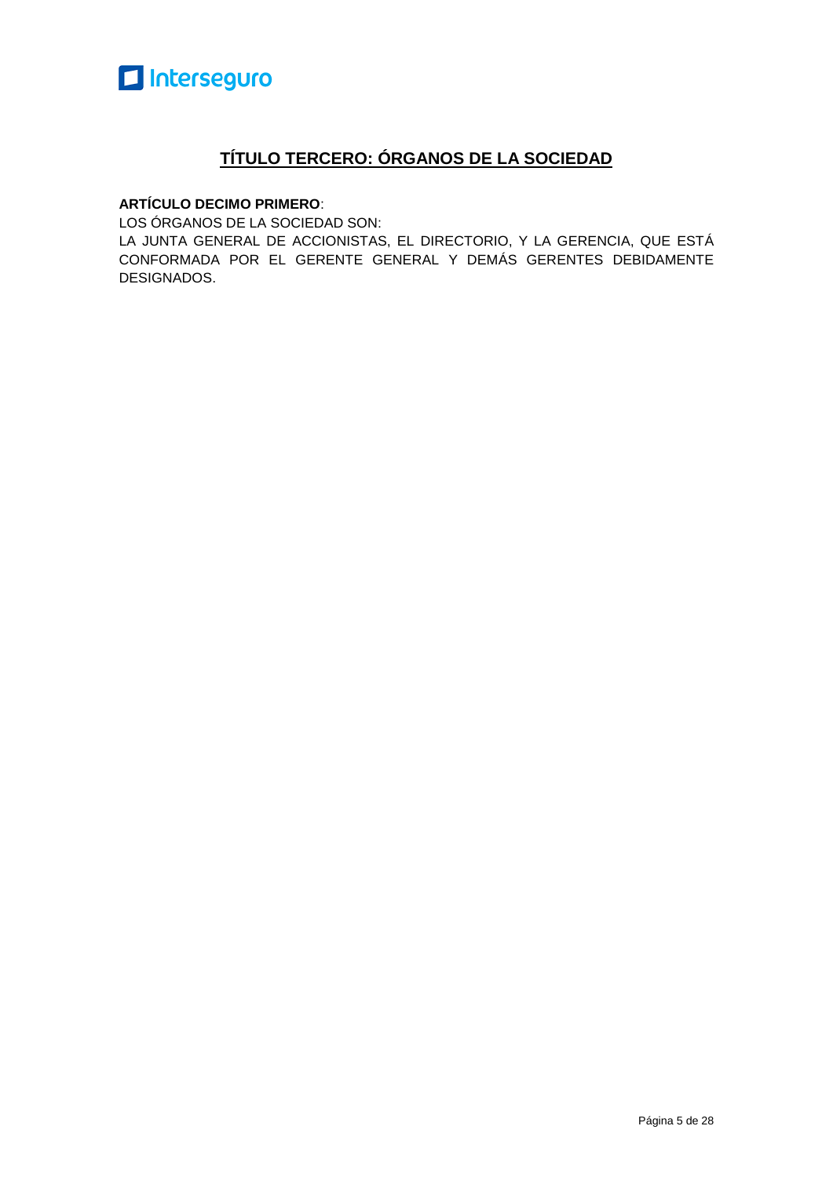## TÍTULO TERCERO: ÓRGANOS DE LA SOCIEDAD

**ARTÍCULO DECIMO PRIMERO**:

LOS ÓRGANOS DE LA SOCIEDAD SON:

LA JUNTA GENERAL DE ACCIONISTAS, EL DIRECTORIO, Y LA GERENCIA, QUE ESTÁ CONFORMADA POR EL GERENTE GENERAL Y DEMÁS GERENTES DEBIDAMENTE DESIGNADOS.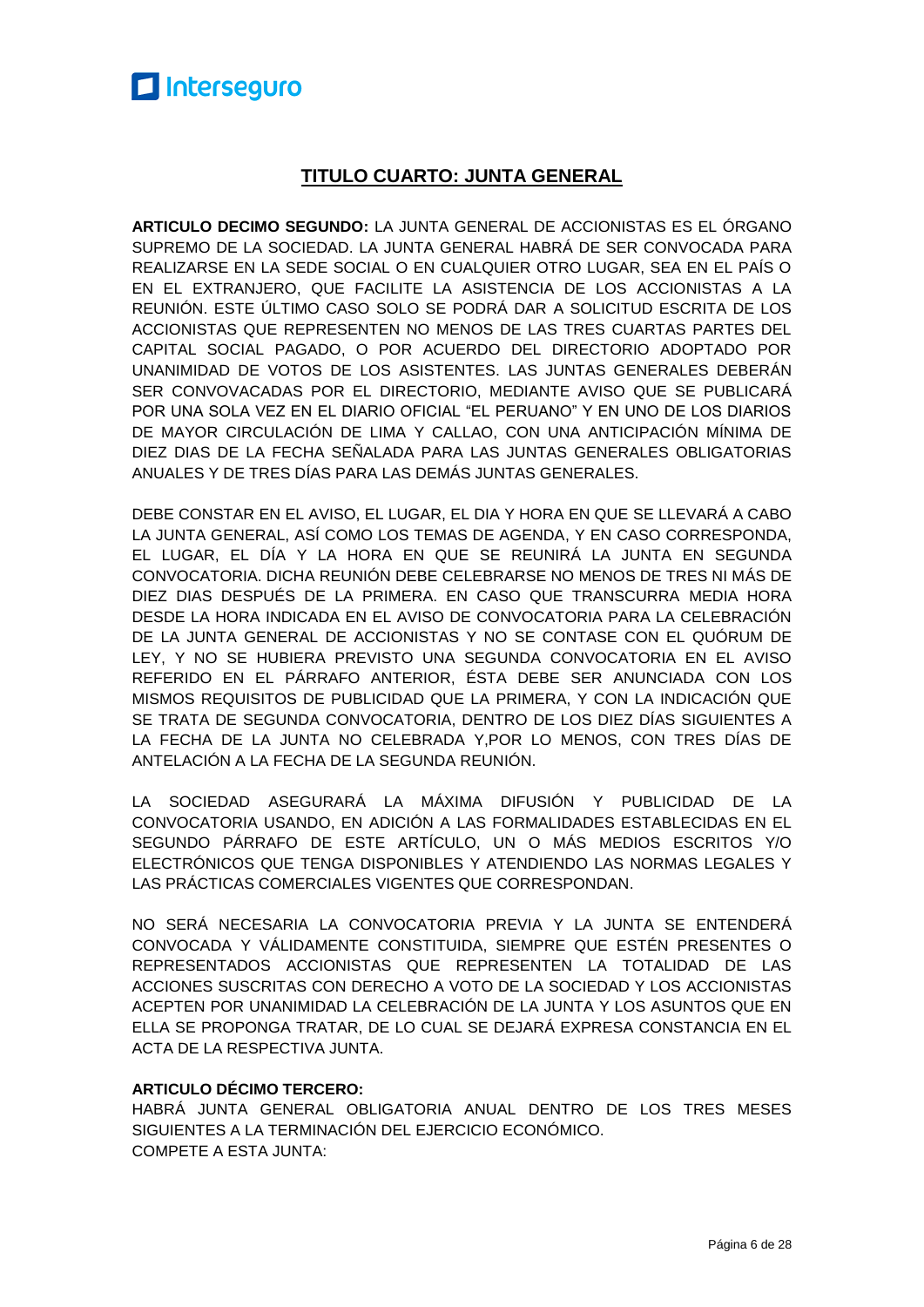## TITULO CUARTO: JUNTA GENERAL

**ARTICULO DECIMO SEGUNDO:** LA JUNTA GENERAL DE ACCIONISTAS ES EL ÓRGANO SUPREMO DE LA SOCIEDAD. LA JUNTA GENERAL HABRÁ DE SER CONVOCADA PARA REALIZARSE EN LA SEDE SOCIAL O EN CUALQUIER OTRO LUGAR, SEA EN EL PAÍS O EN EL EXTRANJERO, QUE FACILITE LA ASISTENCIA DE LOS ACCIONISTAS A LA REUNIÓN. ESTE ÚLTIMO CASO SOLO SE PODRÁ DAR A SOLICITUD ESCRITA DE LOS ACCIONISTAS QUE REPRESENTEN NO MENOS DE LAS TRES CUARTAS PARTES DEL CAPITAL SOCIAL PAGADO, O POR ACUERDO DEL DIRECTORIO ADOPTADO POR UNANIMIDAD DE VOTOS DE LOS ASISTENTES. LAS JUNTAS GENERALES DEBERÁN SER CONVOVACADAS POR EL DIRECTORIO, MEDIANTE AVISO QUE SE PUBLICARÁ POR UNA SOLA VEZ EN EL DIARIO OFICIAL "EL PERUANO" Y EN UNO DE LOS DIARIOS DE MAYOR CIRCULACIÓN DE LIMA Y CALLAO, CON UNA ANTICIPACIÓN MÍNIMA DE DIEZ DIAS DE LA FECHA SEÑALADA PARA LAS JUNTAS GENERALES OBLIGATORIAS ANUALES Y DE TRES DÍAS PARA LAS DEMÁS JUNTAS GENERALES.

DEBE CONSTAR EN EL AVISO, EL LUGAR, EL DIA Y HORA EN QUE SE LLEVARÁ A CABO LA JUNTA GENERAL, ASÍ COMO LOS TEMAS DE AGENDA, Y EN CASO CORRESPONDA, EL LUGAR, EL DÍA Y LA HORA EN QUE SE REUNIRÁ LA JUNTA EN SEGUNDA CONVOCATORIA. DICHA REUNIÓN DEBE CELEBRARSE NO MENOS DE TRES NI MÁS DE DIEZ DIAS DESPUÉS DE LA PRIMERA. EN CASO QUE TRANSCURRA MEDIA HORA DESDE LA HORA INDICADA EN EL AVISO DE CONVOCATORIA PARA LA CELEBRACIÓN DE LA JUNTA GENERAL DE ACCIONISTAS Y NO SE CONTASE CON EL QUÓRUM DE LEY, Y NO SE HUBIERA PREVISTO UNA SEGUNDA CONVOCATORIA EN EL AVISO REFERIDO EN EL PÁRRAFO ANTERIOR, ÉSTA DEBE SER ANUNCIADA CON LOS MISMOS REQUISITOS DE PUBLICIDAD QUE LA PRIMERA, Y CON LA INDICACIÓN QUE SE TRATA DE SEGUNDA CONVOCATORIA, DENTRO DE LOS DIEZ DÍAS SIGUIENTES A LA FECHA DE LA JUNTA NO CELEBRADA Y,POR LO MENOS, CON TRES DÍAS DE ANTELACIÓN A LA FECHA DE LA SEGUNDA REUNIÓN.

LA SOCIEDAD ASEGURARÁ LA MÁXIMA DIFUSIÓN Y PUBLICIDAD DE LA CONVOCATORIA USANDO, EN ADICIÓN A LAS FORMALIDADES ESTABLECIDAS EN EL SEGUNDO PÁRRAFO DE ESTE ARTÍCULO, UN O MÁS MEDIOS ESCRITOS Y/O ELECTRÓNICOS QUE TENGA DISPONIBLES Y ATENDIENDO LAS NORMAS LEGALES Y LAS PRÁCTICAS COMERCIALES VIGENTES QUE CORRESPONDAN.

NO SERÁ NECESARIA LA CONVOCATORIA PREVIA Y LA JUNTA SE ENTENDERÁ CONVOCADA Y VÁLIDAMENTE CONSTITUIDA, SIEMPRE QUE ESTÉN PRESENTES O REPRESENTADOS ACCIONISTAS QUE REPRESENTEN LA TOTALIDAD DE LAS ACCIONES SUSCRITAS CON DERECHO A VOTO DE LA SOCIEDAD Y LOS ACCIONISTAS ACEPTEN POR UNANIMIDAD LA CELEBRACIÓN DE LA JUNTA Y LOS ASUNTOS QUE EN ELLA SE PROPONGA TRATAR, DE LO CUAL SE DEJARÁ EXPRESA CONSTANCIA EN EL ACTA DE LA RESPECTIVA JUNTA.

**ARTICULO DÉCIMO TERCERO:**

HABRÁ JUNTA GENERAL OBLIGATORIA ANUAL DENTRO DE LOS TRES MESES SIGUIENTES A LA TERMINACIÓN DEL EJERCICIO ECONÓMICO.

COMPETE A ESTA JUNTA: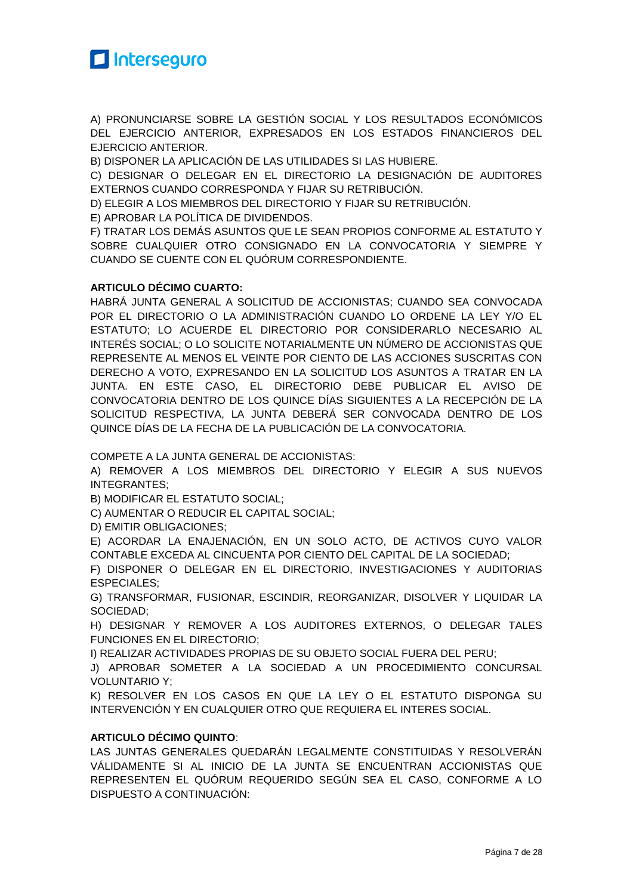A) PRONUNCIARSE SOBRE LA GESTIÓN SOCIAL Y LOS RESULTADOS ECONÓMICOS DEL EJERCICIO ANTERIOR, EXPRESADOS EN LOS ESTADOS FINANCIEROS DEL EJERCICIO ANTERIOR.

B) DISPONER LA APLICACIÓN DE LAS UTILIDADES SI LAS HUBIERE.

C) DESIGNAR O DELEGAR EN EL DIRECTORIO LA DESIGNACIÓN DE AUDITORES EXTERNOS CUANDO CORRESPONDA Y FIJAR SU RETRIBUCIÓN.

D) ELEGIR A LOS MIEMBROS DEL DIRECTORIO Y FIJAR SU RETRIBUCIÓN.

E) APROBAR LA POLÍTICA DE DIVIDENDOS.

F) TRATAR LOS DEMÁS ASUNTOS QUE LE SEAN PROPIOS CONFORME AL ESTATUTO Y SOBRE CUALQUIER OTRO CONSIGNADO EN LA CONVOCATORIA Y SIEMPRE Y CUANDO SE CUENTE CON EL QUÓRUM CORRESPONDIENTE.

**ARTICULO DÉCIMO CUARTO:**

HABRÁ JUNTA GENERAL A SOLICITUD DE ACCIONISTAS; CUANDO SEA CONVOCADA POR EL DIRECTORIO O LA ADMINISTRACIÓN CUANDO LO ORDENE LA LEY Y/O EL ESTATUTO; LO ACUERDE EL DIRECTORIO POR CONSIDERARLO NECESARIO AL INTERÉS SOCIAL; O LO SOLICITE NOTARIALMENTE UN NÚMERO DE ACCIONISTAS QUE REPRESENTE AL MENOS EL VEINTE POR CIENTO DE LAS ACCIONES SUSCRITAS CON DERECHO A VOTO, EXPRESANDO EN LA SOLICITUD LOS ASUNTOS A TRATAR EN LA JUNTA. EN ESTE CASO, EL DIRECTORIO DEBE PUBLICAR EL AVISO DE CONVOCATORIA DENTRO DE LOS QUINCE DÍAS SIGUIENTES A LA RECEPCIÓN DE LA SOLICITUD RESPECTIVA, LA JUNTA DEBERÁ SER CONVOCADA DENTRO DE LOS QUINCE DÍAS DE LA FECHA DE LA PUBLICACIÓN DE LA CONVOCATORIA.

COMPETE A LA JUNTA GENERAL DE ACCIONISTAS:

A) REMOVER A LOS MIEMBROS DEL DIRECTORIO Y ELEGIR A SUS NUEVOS INTEGRANTES;

B) MODIFICAR EL ESTATUTO SOCIAL;

C) AUMENTAR O REDUCIR EL CAPITAL SOCIAL;

D) EMITIR OBLIGACIONES;

E) ACORDAR LA ENAJENACIÓN, EN UN SOLO ACTO, DE ACTIVOS CUYO VALOR CONTABLE EXCEDA AL CINCUENTA POR CIENTO DEL CAPITAL DE LA SOCIEDAD;

F) DISPONER O DELEGAR EN EL DIRECTORIO, INVESTIGACIONES Y AUDITORIAS ESPECIALES;

G) TRANSFORMAR, FUSIONAR, ESCINDIR, REORGANIZAR, DISOLVER Y LIQUIDAR LA SOCIEDAD;

H) DESIGNAR Y REMOVER A LOS AUDITORES EXTERNOS, O DELEGAR TALES FUNCIONES EN EL DIRECTORIO;

I) REALIZAR ACTIVIDADES PROPIAS DE SU OBJETO SOCIAL FUERA DEL PERU;

J) APROBAR SOMETER A LA SOCIEDAD A UN PROCEDIMIENTO CONCURSAL VOLUNTARIO Y;

K) RESOLVER EN LOS CASOS EN QUE LA LEY O EL ESTATUTO DISPONGA SU INTERVENCIÓN Y EN CUALQUIER OTRO QUE REQUIERA EL INTERES SOCIAL.

**ARTICULO DÉCIMO QUINTO**:

LAS JUNTAS GENERALES QUEDARÁN LEGALMENTE CONSTITUIDAS Y RESOLVERÁN VÁLIDAMENTE SI AL INICIO DE LA JUNTA SE ENCUENTRAN ACCIONISTAS QUE REPRESENTEN EL QUÓRUM REQUERIDO SEGÚN SEA EL CASO, CONFORME A LO DISPUESTO A CONTINUACIÓN: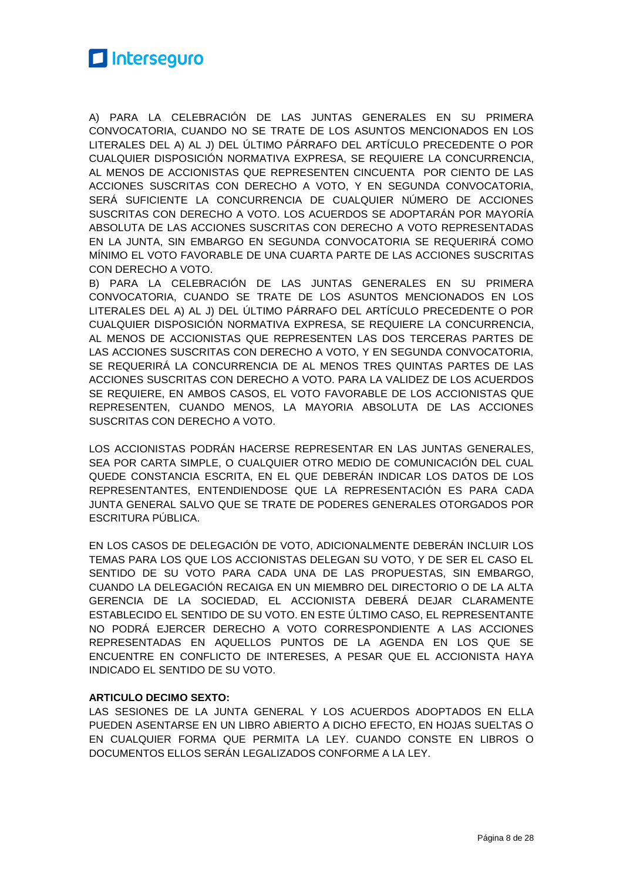A) PARA LA CELEBRACIÓN DE LAS JUNTAS GENERALES EN SU PRIMERA CONVOCATORIA, CUANDO NO SE TRATE DE LOS ASUNTOS MENCIONADOS EN LOS LITERALES DEL A) AL J) DEL ÚLTIMO PÁRRAFO DEL ARTÍCULO PRECEDENTE O POR CUALQUIER DISPOSICIÓN NORMATIVA EXPRESA, SE REQUIERE LA CONCURRENCIA, AL MENOS DE ACCIONISTAS QUE REPRESENTEN CINCUENTA POR CIENTO DE LAS ACCIONES SUSCRITAS CON DERECHO A VOTO, Y EN SEGUNDA CONVOCATORIA, SERÁ SUFICIENTE LA CONCURRENCIA DE CUALQUIER NÚMERO DE ACCIONES SUSCRITAS CON DERECHO A VOTO. LOS ACUERDOS SE ADOPTARÁN POR MAYORÍA ABSOLUTA DE LAS ACCIONES SUSCRITAS CON DERECHO A VOTO REPRESENTADAS EN LA JUNTA, SIN EMBARGO EN SEGUNDA CONVOCATORIA SE REQUERIRÁ COMO MÍNIMO EL VOTO FAVORABLE DE UNA CUARTA PARTE DE LAS ACCIONES SUSCRITAS CON DERECHO A VOTO.

B) PARA LA CELEBRACIÓN DE LAS JUNTAS GENERALES EN SU PRIMERA CONVOCATORIA, CUANDO SE TRATE DE LOS ASUNTOS MENCIONADOS EN LOS LITERALES DEL A) AL J) DEL ÚLTIMO PÁRRAFO DEL ARTÍCULO PRECEDENTE O POR CUALQUIER DISPOSICIÓN NORMATIVA EXPRESA, SE REQUIERE LA CONCURRENCIA, AL MENOS DE ACCIONISTAS QUE REPRESENTEN LAS DOS TERCERAS PARTES DE LAS ACCIONES SUSCRITAS CON DERECHO A VOTO, Y EN SEGUNDA CONVOCATORIA, SE REQUERIRÁ LA CONCURRENCIA DE AL MENOS TRES QUINTAS PARTES DE LAS ACCIONES SUSCRITAS CON DERECHO A VOTO. PARA LA VALIDEZ DE LOS ACUERDOS SE REQUIERE, EN AMBOS CASOS, EL VOTO FAVORABLE DE LOS ACCIONISTAS QUE REPRESENTEN, CUANDO MENOS, LA MAYORIA ABSOLUTA DE LAS ACCIONES SUSCRITAS CON DERECHO A VOTO.

LOS ACCIONISTAS PODRÁN HACERSE REPRESENTAR EN LAS JUNTAS GENERALES, SEA POR CARTA SIMPLE, O CUALQUIER OTRO MEDIO DE COMUNICACIÓN DEL CUAL QUEDE CONSTANCIA ESCRITA, EN EL QUE DEBERÁN INDICAR LOS DATOS DE LOS REPRESENTANTES, ENTENDIENDOSE QUE LA REPRESENTACIÓN ES PARA CADA JUNTA GENERAL SALVO QUE SE TRATE DE PODERES GENERALES OTORGADOS POR ESCRITURA PÚBLICA.

EN LOS CASOS DE DELEGACIÓN DE VOTO, ADICIONALMENTE DEBERÁN INCLUIR LOS TEMAS PARA LOS QUE LOS ACCIONISTAS DELEGAN SU VOTO, Y DE SER EL CASO EL SENTIDO DE SU VOTO PARA CADA UNA DE LAS PROPUESTAS, SIN EMBARGO, CUANDO LA DELEGACIÓN RECAIGA EN UN MIEMBRO DEL DIRECTORIO O DE LA ALTA GERENCIA DE LA SOCIEDAD, EL ACCIONISTA DEBERÁ DEJAR CLARAMENTE ESTABLECIDO EL SENTIDO DE SU VOTO. EN ESTE ÚLTIMO CASO, EL REPRESENTANTE NO PODRÁ EJERCER DERECHO A VOTO CORRESPONDIENTE A LAS ACCIONES REPRESENTADAS EN AQUELLOS PUNTOS DE LA AGENDA EN LOS QUE SE ENCUENTRE EN CONFLICTO DE INTERESES, A PESAR QUE EL ACCIONISTA HAYA INDICADO EL SENTIDO DE SU VOTO.

**ARTICULO DECIMO SEXTO:**

LAS SESIONES DE LA JUNTA GENERAL Y LOS ACUERDOS ADOPTADOS EN ELLA PUEDEN ASENTARSE EN UN LIBRO ABIERTO A DICHO EFECTO, EN HOJAS SUELTAS O EN CUALQUIER FORMA QUE PERMITA LA LEY. CUANDO CONSTE EN LIBROS O DOCUMENTOS ELLOS SERÁN LEGALIZADOS CONFORME A LA LEY.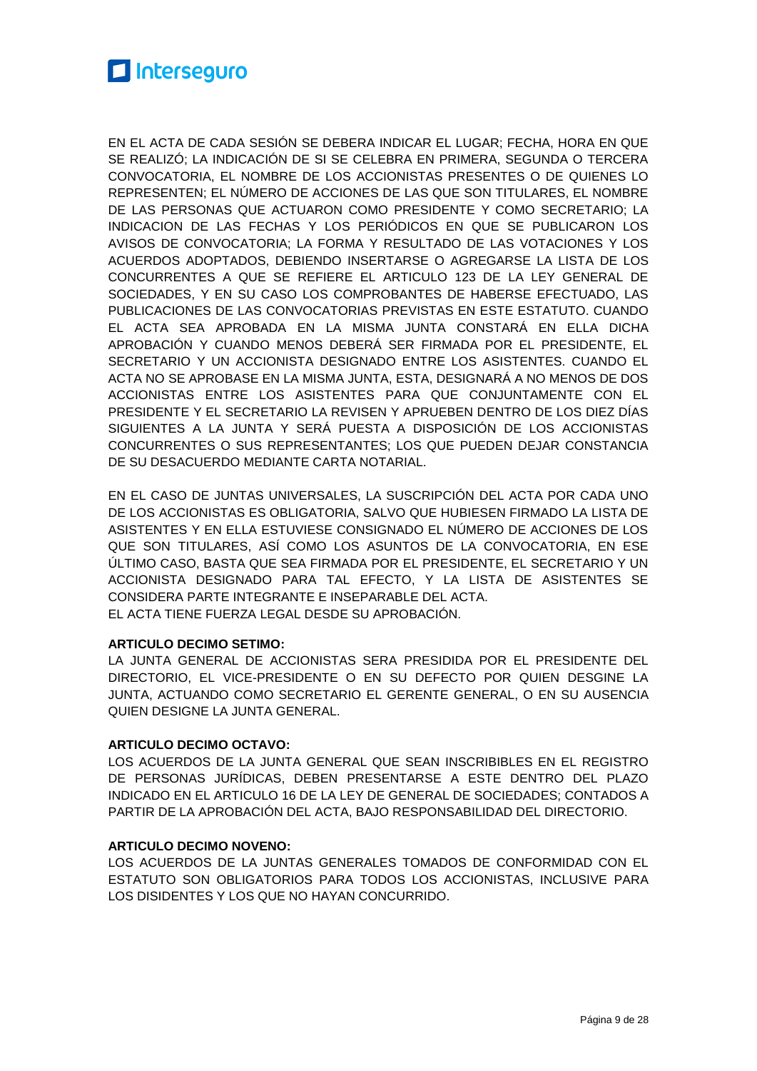EN EL ACTA DE CADA SESIÓN SE DEBERA INDICAR EL LUGAR; FECHA, HORA EN QUE SE REALIZÓ; LA INDICACIÓN DE SI SE CELEBRA EN PRIMERA, SEGUNDA O TERCERA CONVOCATORIA, EL NOMBRE DE LOS ACCIONISTAS PRESENTES O DE QUIENES LO REPRESENTEN; EL NÚMERO DE ACCIONES DE LAS QUE SON TITULARES, EL NOMBRE DE LAS PERSONAS QUE ACTUARON COMO PRESIDENTE Y COMO SECRETARIO; LA INDICACION DE LAS FECHAS Y LOS PERIÓDICOS EN QUE SE PUBLICARON LOS AVISOS DE CONVOCATORIA; LA FORMA Y RESULTADO DE LAS VOTACIONES Y LOS ACUERDOS ADOPTADOS, DEBIENDO INSERTARSE O AGREGARSE LA LISTA DE LOS CONCURRENTES A QUE SE REFIERE EL ARTICULO 123 DE LA LEY GENERAL DE SOCIEDADES, Y EN SU CASO LOS COMPROBANTES DE HABERSE EFECTUADO, LAS PUBLICACIONES DE LAS CONVOCATORIAS PREVISTAS EN ESTE ESTATUTO. CUANDO EL ACTA SEA APROBADA EN LA MISMA JUNTA CONSTARÁ EN ELLA DICHA APROBACIÓN Y CUANDO MENOS DEBERÁ SER FIRMADA POR EL PRESIDENTE, EL SECRETARIO Y UN ACCIONISTA DESIGNADO ENTRE LOS ASISTENTES. CUANDO EL ACTA NO SE APROBASE EN LA MISMA JUNTA, ESTA, DESIGNARÁ A NO MENOS DE DOS ACCIONISTAS ENTRE LOS ASISTENTES PARA QUE CONJUNTAMENTE CON EL PRESIDENTE Y EL SECRETARIO LA REVISEN Y APRUEBEN DENTRO DE LOS DIEZ DÍAS SIGUIENTES A LA JUNTA Y SERÁ PUESTA A DISPOSICIÓN DE LOS ACCIONISTAS CONCURRENTES O SUS REPRESENTANTES; LOS QUE PUEDEN DEJAR CONSTANCIA DE SU DESACUERDO MEDIANTE CARTA NOTARIAL.

EN EL CASO DE JUNTAS UNIVERSALES, LA SUSCRIPCIÓN DEL ACTA POR CADA UNO DE LOS ACCIONISTAS ES OBLIGATORIA, SALVO QUE HUBIESEN FIRMADO LA LISTA DE ASISTENTES Y EN ELLA ESTUVIESE CONSIGNADO EL NÚMERO DE ACCIONES DE LOS QUE SON TITULARES, ASÍ COMO LOS ASUNTOS DE LA CONVOCATORIA, EN ESE ÚLTIMO CASO, BASTA QUE SEA FIRMADA POR EL PRESIDENTE, EL SECRETARIO Y UN ACCIONISTA DESIGNADO PARA TAL EFECTO, Y LA LISTA DE ASISTENTES SE CONSIDERA PARTE INTEGRANTE E INSEPARABLE DEL ACTA.
EL ACTA TIENE FUERZA LEGAL DESDE SU APROBACIÓN.

**ARTICULO DECIMO SETIMO:**
LA JUNTA GENERAL DE ACCIONISTAS SERA PRESIDIDA POR EL PRESIDENTE DEL DIRECTORIO, EL VICE-PRESIDENTE O EN SU DEFECTO POR QUIEN DESGINE LA JUNTA, ACTUANDO COMO SECRETARIO EL GERENTE GENERAL, O EN SU AUSENCIA QUIEN DESIGNE LA JUNTA GENERAL.

**ARTICULO DECIMO OCTAVO:**
LOS ACUERDOS DE LA JUNTA GENERAL QUE SEAN INSCRIBIBLES EN EL REGISTRO DE PERSONAS JURÍDICAS, DEBEN PRESENTARSE A ESTE DENTRO DEL PLAZO INDICADO EN EL ARTICULO 16 DE LA LEY DE GENERAL DE SOCIEDADES; CONTADOS A PARTIR DE LA APROBACIÓN DEL ACTA, BAJO RESPONSABILIDAD DEL DIRECTORIO.

**ARTICULO DECIMO NOVENO:**
LOS ACUERDOS DE LA JUNTAS GENERALES TOMADOS DE CONFORMIDAD CON EL ESTATUTO SON OBLIGATORIOS PARA TODOS LOS ACCIONISTAS, INCLUSIVE PARA LOS DISIDENTES Y LOS QUE NO HAYAN CONCURRIDO.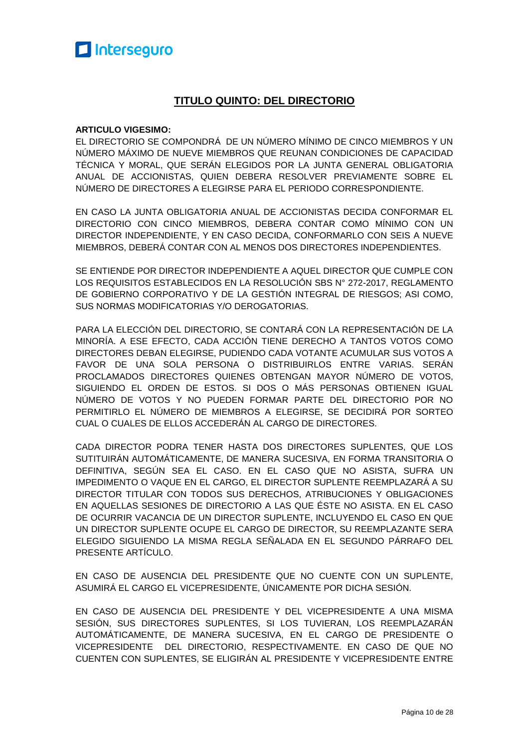## TITULO QUINTO: DEL DIRECTORIO

**ARTICULO VIGESIMO:**
EL DIRECTORIO SE COMPONDRÁ DE UN NÚMERO MÍNIMO DE CINCO MIEMBROS Y UN NÚMERO MÁXIMO DE NUEVE MIEMBROS QUE REUNAN CONDICIONES DE CAPACIDAD TÉCNICA Y MORAL, QUE SERÁN ELEGIDOS POR LA JUNTA GENERAL OBLIGATORIA ANUAL DE ACCIONISTAS, QUIEN DEBERA RESOLVER PREVIAMENTE SOBRE EL NÚMERO DE DIRECTORES A ELEGIRSE PARA EL PERIODO CORRESPONDIENTE.

EN CASO LA JUNTA OBLIGATORIA ANUAL DE ACCIONISTAS DECIDA CONFORMAR EL DIRECTORIO CON CINCO MIEMBROS, DEBERA CONTAR COMO MÍNIMO CON UN DIRECTOR INDEPENDIENTE, Y EN CASO DECIDA, CONFORMARLO CON SEIS A NUEVE MIEMBROS, DEBERÁ CONTAR CON AL MENOS DOS DIRECTORES INDEPENDIENTES.

SE ENTIENDE POR DIRECTOR INDEPENDIENTE A AQUEL DIRECTOR QUE CUMPLE CON LOS REQUISITOS ESTABLECIDOS EN LA RESOLUCIÓN SBS N° 272-2017, REGLAMENTO DE GOBIERNO CORPORATIVO Y DE LA GESTIÓN INTEGRAL DE RIESGOS; ASI COMO, SUS NORMAS MODIFICATORIAS Y/O DEROGATORIAS.

PARA LA ELECCIÓN DEL DIRECTORIO, SE CONTARÁ CON LA REPRESENTACIÓN DE LA MINORÍA. A ESE EFECTO, CADA ACCIÓN TIENE DERECHO A TANTOS VOTOS COMO DIRECTORES DEBAN ELEGIRSE, PUDIENDO CADA VOTANTE ACUMULAR SUS VOTOS A FAVOR DE UNA SOLA PERSONA O DISTRIBUIRLOS ENTRE VARIAS. SERÁN PROCLAMADOS DIRECTORES QUIENES OBTENGAN MAYOR NÚMERO DE VOTOS, SIGUIENDO EL ORDEN DE ESTOS. SI DOS O MÁS PERSONAS OBTIENEN IGUAL NÚMERO DE VOTOS Y NO PUEDEN FORMAR PARTE DEL DIRECTORIO POR NO PERMITIRLO EL NÚMERO DE MIEMBROS A ELEGIRSE, SE DECIDIRÁ POR SORTEO CUAL O CUALES DE ELLOS ACCEDERÁN AL CARGO DE DIRECTORES.

CADA DIRECTOR PODRA TENER HASTA DOS DIRECTORES SUPLENTES, QUE LOS SUTITUIRÁN AUTOMÁTICAMENTE, DE MANERA SUCESIVA, EN FORMA TRANSITORIA O DEFINITIVA, SEGÚN SEA EL CASO. EN EL CASO QUE NO ASISTA, SUFRA UN IMPEDIMENTO O VAQUE EN EL CARGO, EL DIRECTOR SUPLENTE REEMPLAZARÁ A SU DIRECTOR TITULAR CON TODOS SUS DERECHOS, ATRIBUCIONES Y OBLIGACIONES EN AQUELLAS SESIONES DE DIRECTORIO A LAS QUE ÉSTE NO ASISTA. EN EL CASO DE OCURRIR VACANCIA DE UN DIRECTOR SUPLENTE, INCLUYENDO EL CASO EN QUE UN DIRECTOR SUPLENTE OCUPE EL CARGO DE DIRECTOR, SU REEMPLAZANTE SERA ELEGIDO SIGUIENDO LA MISMA REGLA SEÑALADA EN EL SEGUNDO PÁRRAFO DEL PRESENTE ARTÍCULO.

EN CASO DE AUSENCIA DEL PRESIDENTE QUE NO CUENTE CON UN SUPLENTE, ASUMIRÁ EL CARGO EL VICEPRESIDENTE, ÚNICAMENTE POR DICHA SESIÓN.

EN CASO DE AUSENCIA DEL PRESIDENTE Y DEL VICEPRESIDENTE A UNA MISMA SESIÓN, SUS DIRECTORES SUPLENTES, SI LOS TUVIERAN, LOS REEMPLAZARÁN AUTOMÁTICAMENTE, DE MANERA SUCESIVA, EN EL CARGO DE PRESIDENTE O VICEPRESIDENTE DEL DIRECTORIO, RESPECTIVAMENTE. EN CASO DE QUE NO CUENTEN CON SUPLENTES, SE ELIGIRÁN AL PRESIDENTE Y VICEPRESIDENTE ENTRE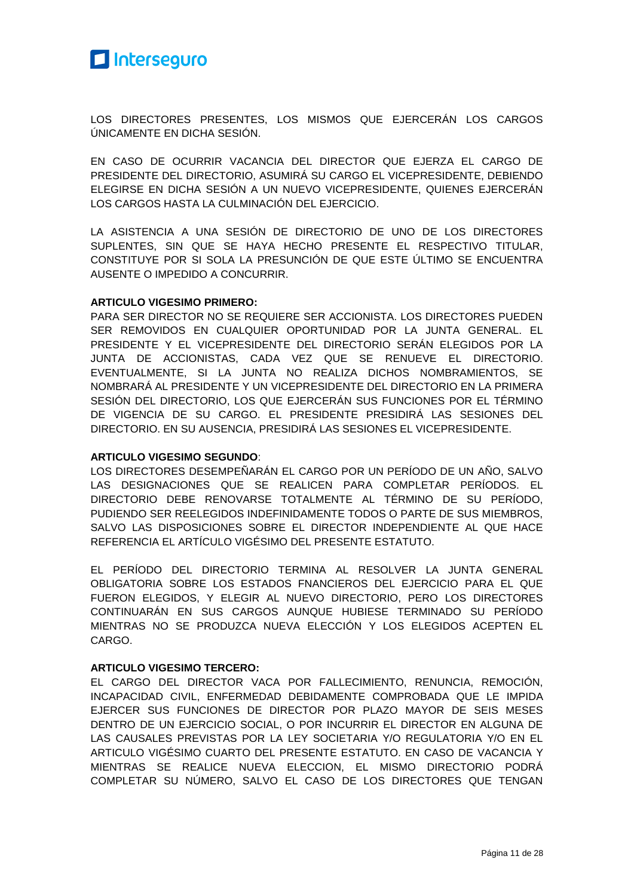LOS DIRECTORES PRESENTES, LOS MISMOS QUE EJERCERÁN LOS CARGOS ÚNICAMENTE EN DICHA SESIÓN.

EN CASO DE OCURRIR VACANCIA DEL DIRECTOR QUE EJERZA EL CARGO DE PRESIDENTE DEL DIRECTORIO, ASUMIRÁ SU CARGO EL VICEPRESIDENTE, DEBIENDO ELEGIRSE EN DICHA SESIÓN A UN NUEVO VICEPRESIDENTE, QUIENES EJERCERÁN LOS CARGOS HASTA LA CULMINACIÓN DEL EJERCICIO.

LA ASISTENCIA A UNA SESIÓN DE DIRECTORIO DE UNO DE LOS DIRECTORES SUPLENTES, SIN QUE SE HAYA HECHO PRESENTE EL RESPECTIVO TITULAR, CONSTITUYE POR SI SOLA LA PRESUNCIÓN DE QUE ESTE ÚLTIMO SE ENCUENTRA AUSENTE O IMPEDIDO A CONCURRIR.

**ARTICULO VIGESIMO PRIMERO:**
PARA SER DIRECTOR NO SE REQUIERE SER ACCIONISTA. LOS DIRECTORES PUEDEN SER REMOVIDOS EN CUALQUIER OPORTUNIDAD POR LA JUNTA GENERAL. EL PRESIDENTE Y EL VICEPRESIDENTE DEL DIRECTORIO SERÁN ELEGIDOS POR LA JUNTA DE ACCIONISTAS, CADA VEZ QUE SE RENUEVE EL DIRECTORIO. EVENTUALMENTE, SI LA JUNTA NO REALIZA DICHOS NOMBRAMIENTOS, SE NOMBRARÁ AL PRESIDENTE Y UN VICEPRESIDENTE DEL DIRECTORIO EN LA PRIMERA SESIÓN DEL DIRECTORIO, LOS QUE EJERCERÁN SUS FUNCIONES POR EL TÉRMINO DE VIGENCIA DE SU CARGO. EL PRESIDENTE PRESIDIRÁ LAS SESIONES DEL DIRECTORIO. EN SU AUSENCIA, PRESIDIRÁ LAS SESIONES EL VICEPRESIDENTE.

**ARTICULO VIGESIMO SEGUNDO**:
LOS DIRECTORES DESEMPEÑARÁN EL CARGO POR UN PERÍODO DE UN AÑO, SALVO LAS DESIGNACIONES QUE SE REALICEN PARA COMPLETAR PERÍODOS. EL DIRECTORIO DEBE RENOVARSE TOTALMENTE AL TÉRMINO DE SU PERÍODO, PUDIENDO SER REELEGIDOS INDEFINIDAMENTE TODOS O PARTE DE SUS MIEMBROS, SALVO LAS DISPOSICIONES SOBRE EL DIRECTOR INDEPENDIENTE AL QUE HACE REFERENCIA EL ARTÍCULO VIGÉSIMO DEL PRESENTE ESTATUTO.

EL PERÍODO DEL DIRECTORIO TERMINA AL RESOLVER LA JUNTA GENERAL OBLIGATORIA SOBRE LOS ESTADOS FNANCIEROS DEL EJERCICIO PARA EL QUE FUERON ELEGIDOS, Y ELEGIR AL NUEVO DIRECTORIO, PERO LOS DIRECTORES CONTINUARÁN EN SUS CARGOS AUNQUE HUBIESE TERMINADO SU PERÍODO MIENTRAS NO SE PRODUZCA NUEVA ELECCIÓN Y LOS ELEGIDOS ACEPTEN EL CARGO.

**ARTICULO VIGESIMO TERCERO:**
EL CARGO DEL DIRECTOR VACA POR FALLECIMIENTO, RENUNCIA, REMOCIÓN, INCAPACIDAD CIVIL, ENFERMEDAD DEBIDAMENTE COMPROBADA QUE LE IMPIDA EJERCER SUS FUNCIONES DE DIRECTOR POR PLAZO MAYOR DE SEIS MESES DENTRO DE UN EJERCICIO SOCIAL, O POR INCURRIR EL DIRECTOR EN ALGUNA DE LAS CAUSALES PREVISTAS POR LA LEY SOCIETARIA Y/O REGULATORIA Y/O EN EL ARTICULO VIGÉSIMO CUARTO DEL PRESENTE ESTATUTO. EN CASO DE VACANCIA Y MIENTRAS SE REALICE NUEVA ELECCION, EL MISMO DIRECTORIO PODRÁ COMPLETAR SU NÚMERO, SALVO EL CASO DE LOS DIRECTORES QUE TENGAN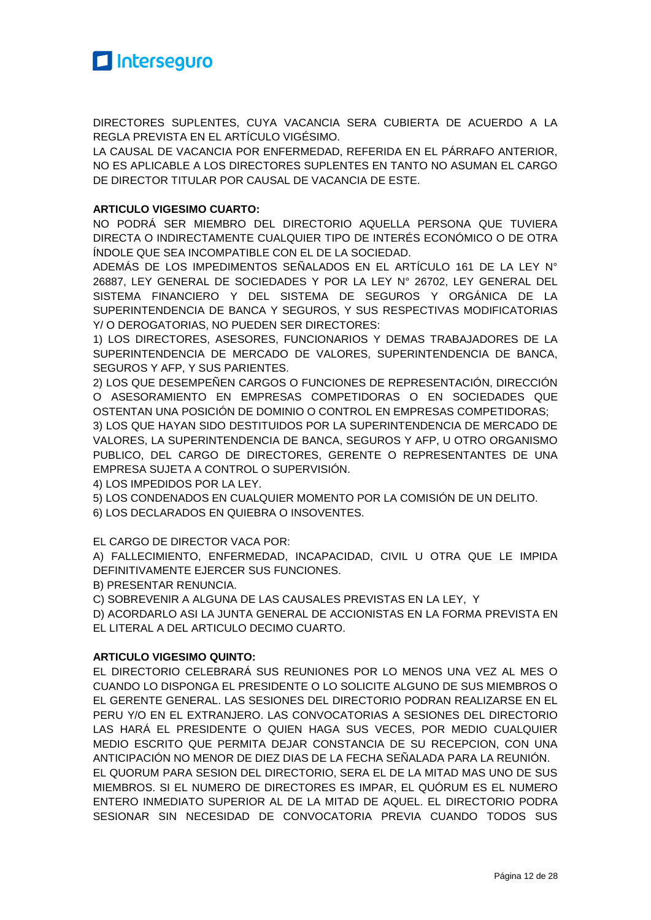DIRECTORES SUPLENTES, CUYA VACANCIA SERA CUBIERTA DE ACUERDO A LA REGLA PREVISTA EN EL ARTÍCULO VIGÉSIMO.
LA CAUSAL DE VACANCIA POR ENFERMEDAD, REFERIDA EN EL PÁRRAFO ANTERIOR, NO ES APLICABLE A LOS DIRECTORES SUPLENTES EN TANTO NO ASUMAN EL CARGO DE DIRECTOR TITULAR POR CAUSAL DE VACANCIA DE ESTE.

**ARTICULO VIGESIMO CUARTO:**

NO PODRÁ SER MIEMBRO DEL DIRECTORIO AQUELLA PERSONA QUE TUVIERA DIRECTA O INDIRECTAMENTE CUALQUIER TIPO DE INTERÉS ECONÓMICO O DE OTRA ÍNDOLE QUE SEA INCOMPATIBLE CON EL DE LA SOCIEDAD.
ADEMÁS DE LOS IMPEDIMENTOS SEÑALADOS EN EL ARTÍCULO 161 DE LA LEY N° 26887, LEY GENERAL DE SOCIEDADES Y POR LA LEY N° 26702, LEY GENERAL DEL SISTEMA FINANCIERO Y DEL SISTEMA DE SEGUROS Y ORGÁNICA DE LA SUPERINTENDENCIA DE BANCA Y SEGUROS, Y SUS RESPECTIVAS MODIFICATORIAS Y/ O DEROGATORIAS, NO PUEDEN SER DIRECTORES:

1) LOS DIRECTORES, ASESORES, FUNCIONARIOS Y DEMAS TRABAJADORES DE LA SUPERINTENDENCIA DE MERCADO DE VALORES, SUPERINTENDENCIA DE BANCA, SEGUROS Y AFP, Y SUS PARIENTES.
2) LOS QUE DESEMPEÑEN CARGOS O FUNCIONES DE REPRESENTACIÓN, DIRECCIÓN O ASESORAMIENTO EN EMPRESAS COMPETIDORAS O EN SOCIEDADES QUE OSTENTAN UNA POSICIÓN DE DOMINIO O CONTROL EN EMPRESAS COMPETIDORAS;
3) LOS QUE HAYAN SIDO DESTITUIDOS POR LA SUPERINTENDENCIA DE MERCADO DE VALORES, LA SUPERINTENDENCIA DE BANCA, SEGUROS Y AFP, U OTRO ORGANISMO PUBLICO, DEL CARGO DE DIRECTORES, GERENTE O REPRESENTANTES DE UNA EMPRESA SUJETA A CONTROL O SUPERVISIÓN.
4) LOS IMPEDIDOS POR LA LEY.
5) LOS CONDENADOS EN CUALQUIER MOMENTO POR LA COMISIÓN DE UN DELITO.
6) LOS DECLARADOS EN QUIEBRA O INSOVENTES.

EL CARGO DE DIRECTOR VACA POR:

A) FALLECIMIENTO, ENFERMEDAD, INCAPACIDAD, CIVIL U OTRA QUE LE IMPIDA DEFINITIVAMENTE EJERCER SUS FUNCIONES.
B) PRESENTAR RENUNCIA.
C) SOBREVENIR A ALGUNA DE LAS CAUSALES PREVISTAS EN LA LEY, Y
D) ACORDARLO ASI LA JUNTA GENERAL DE ACCIONISTAS EN LA FORMA PREVISTA EN EL LITERAL A DEL ARTICULO DECIMO CUARTO.

**ARTICULO VIGESIMO QUINTO:**

EL DIRECTORIO CELEBRARÁ SUS REUNIONES POR LO MENOS UNA VEZ AL MES O CUANDO LO DISPONGA EL PRESIDENTE O LO SOLICITE ALGUNO DE SUS MIEMBROS O EL GERENTE GENERAL. LAS SESIONES DEL DIRECTORIO PODRAN REALIZARSE EN EL PERU Y/O EN EL EXTRANJERO. LAS CONVOCATORIAS A SESIONES DEL DIRECTORIO LAS HARÁ EL PRESIDENTE O QUIEN HAGA SUS VECES, POR MEDIO CUALQUIER MEDIO ESCRITO QUE PERMITA DEJAR CONSTANCIA DE SU RECEPCION, CON UNA ANTICIPACIÓN NO MENOR DE DIEZ DIAS DE LA FECHA SEÑALADA PARA LA REUNIÓN.
EL QUORUM PARA SESION DEL DIRECTORIO, SERA EL DE LA MITAD MAS UNO DE SUS MIEMBROS. SI EL NUMERO DE DIRECTORES ES IMPAR, EL QUÓRUM ES EL NUMERO ENTERO INMEDIATO SUPERIOR AL DE LA MITAD DE AQUEL. EL DIRECTORIO PODRA SESIONAR SIN NECESIDAD DE CONVOCATORIA PREVIA CUANDO TODOS SUS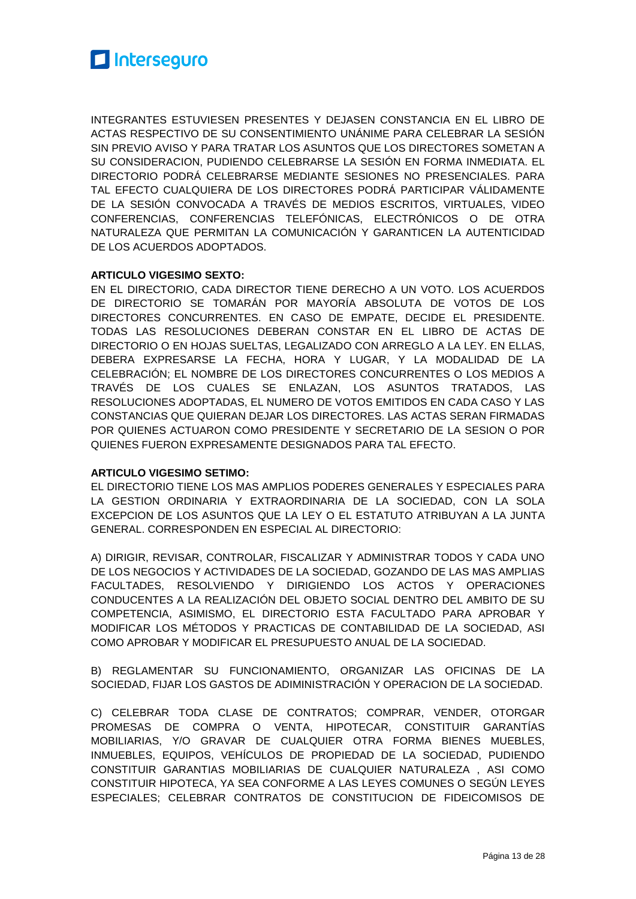INTEGRANTES ESTUVIESEN PRESENTES Y DEJASEN CONSTANCIA EN EL LIBRO DE ACTAS RESPECTIVO DE SU CONSENTIMIENTO UNÁNIME PARA CELEBRAR LA SESIÓN SIN PREVIO AVISO Y PARA TRATAR LOS ASUNTOS QUE LOS DIRECTORES SOMETAN A SU CONSIDERACION, PUDIENDO CELEBRARSE LA SESIÓN EN FORMA INMEDIATA. EL DIRECTORIO PODRÁ CELEBRARSE MEDIANTE SESIONES NO PRESENCIALES. PARA TAL EFECTO CUALQUIERA DE LOS DIRECTORES PODRÁ PARTICIPAR VÁLIDAMENTE DE LA SESIÓN CONVOCADA A TRAVÉS DE MEDIOS ESCRITOS, VIRTUALES, VIDEO CONFERENCIAS, CONFERENCIAS TELEFÓNICAS, ELECTRÓNICOS O DE OTRA NATURALEZA QUE PERMITAN LA COMUNICACIÓN Y GARANTICEN LA AUTENTICIDAD DE LOS ACUERDOS ADOPTADOS.

**ARTICULO VIGESIMO SEXTO:**

EN EL DIRECTORIO, CADA DIRECTOR TIENE DERECHO A UN VOTO. LOS ACUERDOS DE DIRECTORIO SE TOMARÁN POR MAYORÍA ABSOLUTA DE VOTOS DE LOS DIRECTORES CONCURRENTES. EN CASO DE EMPATE, DECIDE EL PRESIDENTE. TODAS LAS RESOLUCIONES DEBERAN CONSTAR EN EL LIBRO DE ACTAS DE DIRECTORIO O EN HOJAS SUELTAS, LEGALIZADO CON ARREGLO A LA LEY. EN ELLAS, DEBERA EXPRESARSE LA FECHA, HORA Y LUGAR, Y LA MODALIDAD DE LA CELEBRACIÓN; EL NOMBRE DE LOS DIRECTORES CONCURRENTES O LOS MEDIOS A TRAVÉS DE LOS CUALES SE ENLAZAN, LOS ASUNTOS TRATADOS, LAS RESOLUCIONES ADOPTADAS, EL NUMERO DE VOTOS EMITIDOS EN CADA CASO Y LAS CONSTANCIAS QUE QUIERAN DEJAR LOS DIRECTORES. LAS ACTAS SERAN FIRMADAS POR QUIENES ACTUARON COMO PRESIDENTE Y SECRETARIO DE LA SESION O POR QUIENES FUERON EXPRESAMENTE DESIGNADOS PARA TAL EFECTO.

**ARTICULO VIGESIMO SETIMO:**

EL DIRECTORIO TIENE LOS MAS AMPLIOS PODERES GENERALES Y ESPECIALES PARA LA GESTION ORDINARIA Y EXTRAORDINARIA DE LA SOCIEDAD, CON LA SOLA EXCEPCION DE LOS ASUNTOS QUE LA LEY O EL ESTATUTO ATRIBUYAN A LA JUNTA GENERAL. CORRESPONDEN EN ESPECIAL AL DIRECTORIO:

A) DIRIGIR, REVISAR, CONTROLAR, FISCALIZAR Y ADMINISTRAR TODOS Y CADA UNO DE LOS NEGOCIOS Y ACTIVIDADES DE LA SOCIEDAD, GOZANDO DE LAS MAS AMPLIAS FACULTADES, RESOLVIENDO Y DIRIGIENDO LOS ACTOS Y OPERACIONES CONDUCENTES A LA REALIZACIÓN DEL OBJETO SOCIAL DENTRO DEL AMBITO DE SU COMPETENCIA, ASIMISMO, EL DIRECTORIO ESTA FACULTADO PARA APROBAR Y MODIFICAR LOS MÉTODOS Y PRACTICAS DE CONTABILIDAD DE LA SOCIEDAD, ASI COMO APROBAR Y MODIFICAR EL PRESUPUESTO ANUAL DE LA SOCIEDAD.

B) REGLAMENTAR SU FUNCIONAMIENTO, ORGANIZAR LAS OFICINAS DE LA SOCIEDAD, FIJAR LOS GASTOS DE ADIMINISTRACIÓN Y OPERACION DE LA SOCIEDAD.

C) CELEBRAR TODA CLASE DE CONTRATOS; COMPRAR, VENDER, OTORGAR PROMESAS DE COMPRA O VENTA, HIPOTECAR, CONSTITUIR GARANTÍAS MOBILIARIAS, Y/O GRAVAR DE CUALQUIER OTRA FORMA BIENES MUEBLES, INMUEBLES, EQUIPOS, VEHÍCULOS DE PROPIEDAD DE LA SOCIEDAD, PUDIENDO CONSTITUIR GARANTIAS MOBILIARIAS DE CUALQUIER NATURALEZA , ASI COMO CONSTITUIR HIPOTECA, YA SEA CONFORME A LAS LEYES COMUNES O SEGÚN LEYES ESPECIALES; CELEBRAR CONTRATOS DE CONSTITUCION DE FIDEICOMISOS DE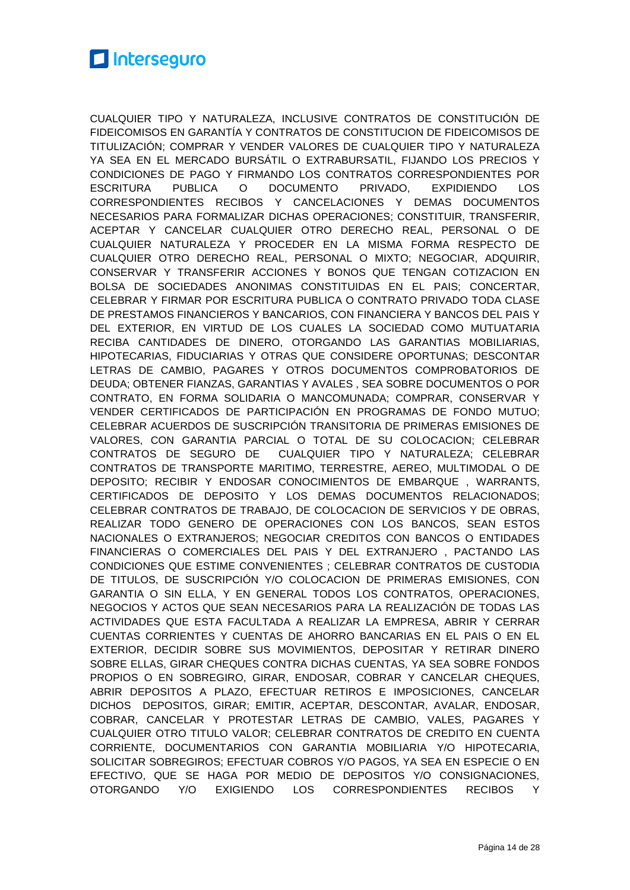CUALQUIER TIPO Y NATURALEZA, INCLUSIVE CONTRATOS DE CONSTITUCIÓN DE FIDEICOMISOS EN GARANTÍA Y CONTRATOS DE CONSTITUCION DE FIDEICOMISOS DE TITULIZACIÓN; COMPRAR Y VENDER VALORES DE CUALQUIER TIPO Y NATURALEZA YA SEA EN EL MERCADO BURSÁTIL O EXTRABURSATIL, FIJANDO LOS PRECIOS Y CONDICIONES DE PAGO Y FIRMANDO LOS CONTRATOS CORRESPONDIENTES POR ESCRITURA PUBLICA O DOCUMENTO PRIVADO, EXPIDIENDO LOS CORRESPONDIENTES RECIBOS Y CANCELACIONES Y DEMAS DOCUMENTOS NECESARIOS PARA FORMALIZAR DICHAS OPERACIONES; CONSTITUIR, TRANSFERIR, ACEPTAR Y CANCELAR CUALQUIER OTRO DERECHO REAL, PERSONAL O DE CUALQUIER NATURALEZA Y PROCEDER EN LA MISMA FORMA RESPECTO DE CUALQUIER OTRO DERECHO REAL, PERSONAL O MIXTO; NEGOCIAR, ADQUIRIR, CONSERVAR Y TRANSFERIR ACCIONES Y BONOS QUE TENGAN COTIZACION EN BOLSA DE SOCIEDADES ANONIMAS CONSTITUIDAS EN EL PAIS; CONCERTAR, CELEBRAR Y FIRMAR POR ESCRITURA PUBLICA O CONTRATO PRIVADO TODA CLASE DE PRESTAMOS FINANCIEROS Y BANCARIOS, CON FINANCIERA Y BANCOS DEL PAIS Y DEL EXTERIOR, EN VIRTUD DE LOS CUALES LA SOCIEDAD COMO MUTUATARIA RECIBA CANTIDADES DE DINERO, OTORGANDO LAS GARANTIAS MOBILIARIAS, HIPOTECARIAS, FIDUCIARIAS Y OTRAS QUE CONSIDERE OPORTUNAS; DESCONTAR LETRAS DE CAMBIO, PAGARES Y OTROS DOCUMENTOS COMPROBATORIOS DE DEUDA; OBTENER FIANZAS, GARANTIAS Y AVALES , SEA SOBRE DOCUMENTOS O POR CONTRATO, EN FORMA SOLIDARIA O MANCOMUNADA; COMPRAR, CONSERVAR Y VENDER CERTIFICADOS DE PARTICIPACIÓN EN PROGRAMAS DE FONDO MUTUO; CELEBRAR ACUERDOS DE SUSCRIPCIÓN TRANSITORIA DE PRIMERAS EMISIONES DE VALORES, CON GARANTIA PARCIAL O TOTAL DE SU COLOCACION; CELEBRAR CONTRATOS DE SEGURO DE CUALQUIER TIPO Y NATURALEZA; CELEBRAR CONTRATOS DE TRANSPORTE MARITIMO, TERRESTRE, AEREO, MULTIMODAL O DE DEPOSITO; RECIBIR Y ENDOSAR CONOCIMIENTOS DE EMBARQUE , WARRANTS, CERTIFICADOS DE DEPOSITO Y LOS DEMAS DOCUMENTOS RELACIONADOS; CELEBRAR CONTRATOS DE TRABAJO, DE COLOCACION DE SERVICIOS Y DE OBRAS, REALIZAR TODO GENERO DE OPERACIONES CON LOS BANCOS, SEAN ESTOS NACIONALES O EXTRANJEROS; NEGOCIAR CREDITOS CON BANCOS O ENTIDADES FINANCIERAS O COMERCIALES DEL PAIS Y DEL EXTRANJERO , PACTANDO LAS CONDICIONES QUE ESTIME CONVENIENTES ; CELEBRAR CONTRATOS DE CUSTODIA DE TITULOS, DE SUSCRIPCIÓN Y/O COLOCACION DE PRIMERAS EMISIONES, CON GARANTIA O SIN ELLA, Y EN GENERAL TODOS LOS CONTRATOS, OPERACIONES, NEGOCIOS Y ACTOS QUE SEAN NECESARIOS PARA LA REALIZACIÓN DE TODAS LAS ACTIVIDADES QUE ESTA FACULTADA A REALIZAR LA EMPRESA, ABRIR Y CERRAR CUENTAS CORRIENTES Y CUENTAS DE AHORRO BANCARIAS EN EL PAIS O EN EL EXTERIOR, DECIDIR SOBRE SUS MOVIMIENTOS, DEPOSITAR Y RETIRAR DINERO SOBRE ELLAS, GIRAR CHEQUES CONTRA DICHAS CUENTAS, YA SEA SOBRE FONDOS PROPIOS O EN SOBREGIRO, GIRAR, ENDOSAR, COBRAR Y CANCELAR CHEQUES, ABRIR DEPOSITOS A PLAZO, EFECTUAR RETIROS E IMPOSICIONES, CANCELAR DICHOS DEPOSITOS, GIRAR; EMITIR, ACEPTAR, DESCONTAR, AVALAR, ENDOSAR, COBRAR, CANCELAR Y PROTESTAR LETRAS DE CAMBIO, VALES, PAGARES Y CUALQUIER OTRO TITULO VALOR; CELEBRAR CONTRATOS DE CREDITO EN CUENTA CORRIENTE, DOCUMENTARIOS CON GARANTIA MOBILIARIA Y/O HIPOTECARIA, SOLICITAR SOBREGIROS; EFECTUAR COBROS Y/O PAGOS, YA SEA EN ESPECIE O EN EFECTIVO, QUE SE HAGA POR MEDIO DE DEPOSITOS Y/O CONSIGNACIONES, OTORGANDO Y/O EXIGIENDO LOS CORRESPONDIENTES RECIBOS Y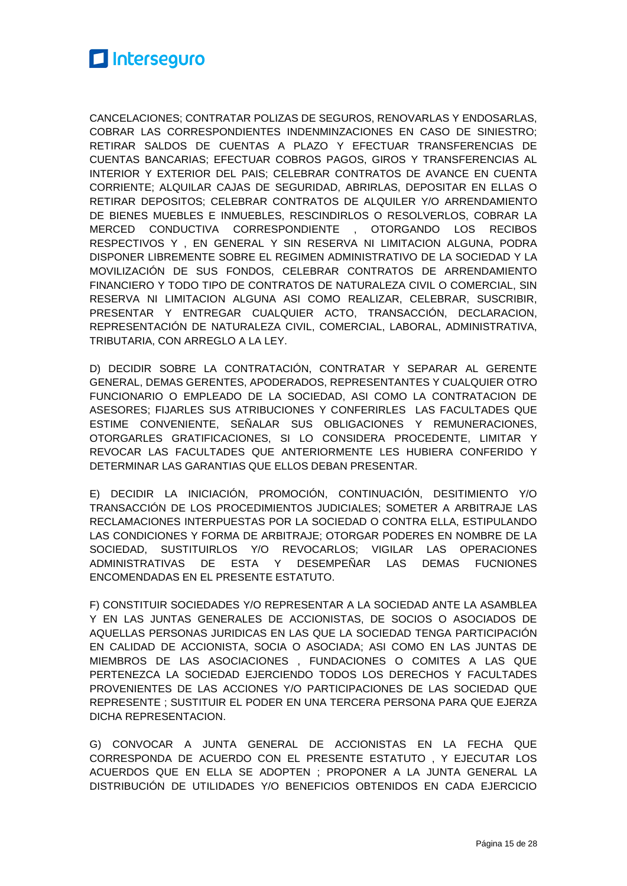CANCELACIONES; CONTRATAR POLIZAS DE SEGUROS, RENOVARLAS Y ENDOSARLAS, COBRAR LAS CORRESPONDIENTES INDENMINZACIONES EN CASO DE SINIESTRO; RETIRAR SALDOS DE CUENTAS A PLAZO Y EFECTUAR TRANSFERENCIAS DE CUENTAS BANCARIAS; EFECTUAR COBROS PAGOS, GIROS Y TRANSFERENCIAS AL INTERIOR Y EXTERIOR DEL PAIS; CELEBRAR CONTRATOS DE AVANCE EN CUENTA CORRIENTE; ALQUILAR CAJAS DE SEGURIDAD, ABRIRLAS, DEPOSITAR EN ELLAS O RETIRAR DEPOSITOS; CELEBRAR CONTRATOS DE ALQUILER Y/O ARRENDAMIENTO DE BIENES MUEBLES E INMUEBLES, RESCINDIRLOS O RESOLVERLOS, COBRAR LA MERCED CONDUCTIVA CORRESPONDIENTE , OTORGANDO LOS RECIBOS RESPECTIVOS Y , EN GENERAL Y SIN RESERVA NI LIMITACION ALGUNA, PODRA DISPONER LIBREMENTE SOBRE EL REGIMEN ADMINISTRATIVO DE LA SOCIEDAD Y LA MOVILIZACIÓN DE SUS FONDOS, CELEBRAR CONTRATOS DE ARRENDAMIENTO FINANCIERO Y TODO TIPO DE CONTRATOS DE NATURALEZA CIVIL O COMERCIAL, SIN RESERVA NI LIMITACION ALGUNA ASI COMO REALIZAR, CELEBRAR, SUSCRIBIR, PRESENTAR Y ENTREGAR CUALQUIER ACTO, TRANSACCIÓN, DECLARACION, REPRESENTACIÓN DE NATURALEZA CIVIL, COMERCIAL, LABORAL, ADMINISTRATIVA, TRIBUTARIA, CON ARREGLO A LA LEY.

D) DECIDIR SOBRE LA CONTRATACIÓN, CONTRATAR Y SEPARAR AL GERENTE GENERAL, DEMAS GERENTES, APODERADOS, REPRESENTANTES Y CUALQUIER OTRO FUNCIONARIO O EMPLEADO DE LA SOCIEDAD, ASI COMO LA CONTRATACION DE ASESORES; FIJARLES SUS ATRIBUCIONES Y CONFERIRLES LAS FACULTADES QUE ESTIME CONVENIENTE, SEÑALAR SUS OBLIGACIONES Y REMUNERACIONES, OTORGARLES GRATIFICACIONES, SI LO CONSIDERA PROCEDENTE, LIMITAR Y REVOCAR LAS FACULTADES QUE ANTERIORMENTE LES HUBIERA CONFERIDO Y DETERMINAR LAS GARANTIAS QUE ELLOS DEBAN PRESENTAR.

E) DECIDIR LA INICIACIÓN, PROMOCIÓN, CONTINUACIÓN, DESITIMIENTO Y/O TRANSACCIÓN DE LOS PROCEDIMIENTOS JUDICIALES; SOMETER A ARBITRAJE LAS RECLAMACIONES INTERPUESTAS POR LA SOCIEDAD O CONTRA ELLA, ESTIPULANDO LAS CONDICIONES Y FORMA DE ARBITRAJE; OTORGAR PODERES EN NOMBRE DE LA SOCIEDAD, SUSTITUIRLOS Y/O REVOCARLOS; VIGILAR LAS OPERACIONES ADMINISTRATIVAS DE ESTA Y DESEMPEÑAR LAS DEMAS FUCNIONES ENCOMENDADAS EN EL PRESENTE ESTATUTO.

F) CONSTITUIR SOCIEDADES Y/O REPRESENTAR A LA SOCIEDAD ANTE LA ASAMBLEA Y EN LAS JUNTAS GENERALES DE ACCIONISTAS, DE SOCIOS O ASOCIADOS DE AQUELLAS PERSONAS JURIDICAS EN LAS QUE LA SOCIEDAD TENGA PARTICIPACIÓN EN CALIDAD DE ACCIONISTA, SOCIA O ASOCIADA; ASI COMO EN LAS JUNTAS DE MIEMBROS DE LAS ASOCIACIONES , FUNDACIONES O COMITES A LAS QUE PERTENEZCA LA SOCIEDAD EJERCIENDO TODOS LOS DERECHOS Y FACULTADES PROVENIENTES DE LAS ACCIONES Y/O PARTICIPACIONES DE LAS SOCIEDAD QUE REPRESENTE ; SUSTITUIR EL PODER EN UNA TERCERA PERSONA PARA QUE EJERZA DICHA REPRESENTACION.

G) CONVOCAR A JUNTA GENERAL DE ACCIONISTAS EN LA FECHA QUE CORRESPONDA DE ACUERDO CON EL PRESENTE ESTATUTO , Y EJECUTAR LOS ACUERDOS QUE EN ELLA SE ADOPTEN ; PROPONER A LA JUNTA GENERAL LA DISTRIBUCIÓN DE UTILIDADES Y/O BENEFICIOS OBTENIDOS EN CADA EJERCICIO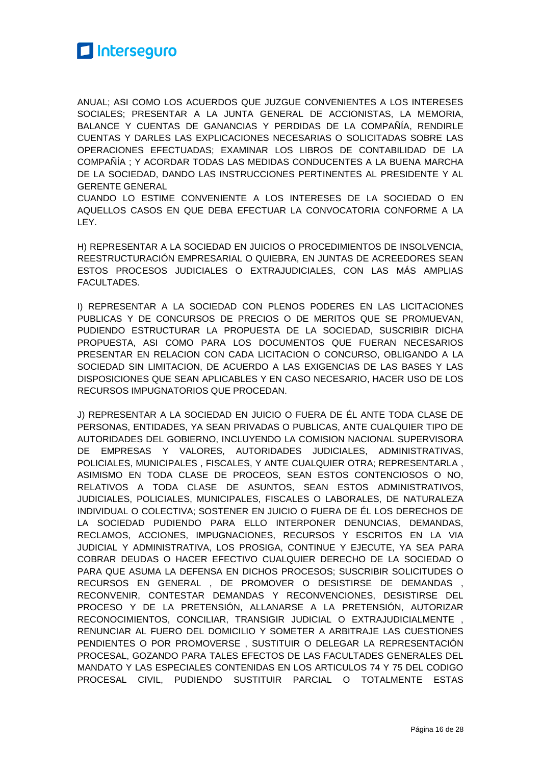ANUAL; ASI COMO LOS ACUERDOS QUE JUZGUE CONVENIENTES A LOS INTERESES SOCIALES; PRESENTAR A LA JUNTA GENERAL DE ACCIONISTAS, LA MEMORIA, BALANCE Y CUENTAS DE GANANCIAS Y PERDIDAS DE LA COMPAÑÍA, RENDIRLE CUENTAS Y DARLES LAS EXPLICACIONES NECESARIAS O SOLICITADAS SOBRE LAS OPERACIONES EFECTUADAS; EXAMINAR LOS LIBROS DE CONTABILIDAD DE LA COMPAÑÍA ; Y ACORDAR TODAS LAS MEDIDAS CONDUCENTES A LA BUENA MARCHA DE LA SOCIEDAD, DANDO LAS INSTRUCCIONES PERTINENTES AL PRESIDENTE Y AL GERENTE GENERAL
CUANDO LO ESTIME CONVENIENTE A LOS INTERESES DE LA SOCIEDAD O EN AQUELLOS CASOS EN QUE DEBA EFECTUAR LA CONVOCATORIA CONFORME A LA LEY.

H) REPRESENTAR A LA SOCIEDAD EN JUICIOS O PROCEDIMIENTOS DE INSOLVENCIA, REESTRUCTURACIÓN EMPRESARIAL O QUIEBRA, EN JUNTAS DE ACREEDORES SEAN ESTOS PROCESOS JUDICIALES O EXTRAJUDICIALES, CON LAS MÁS AMPLIAS FACULTADES.

I) REPRESENTAR A LA SOCIEDAD CON PLENOS PODERES EN LAS LICITACIONES PUBLICAS Y DE CONCURSOS DE PRECIOS O DE MERITOS QUE SE PROMUEVAN, PUDIENDO ESTRUCTURAR LA PROPUESTA DE LA SOCIEDAD, SUSCRIBIR DICHA PROPUESTA, ASI COMO PARA LOS DOCUMENTOS QUE FUERAN NECESARIOS PRESENTAR EN RELACION CON CADA LICITACION O CONCURSO, OBLIGANDO A LA SOCIEDAD SIN LIMITACION, DE ACUERDO A LAS EXIGENCIAS DE LAS BASES Y LAS DISPOSICIONES QUE SEAN APLICABLES Y EN CASO NECESARIO, HACER USO DE LOS RECURSOS IMPUGNATORIOS QUE PROCEDAN.

J) REPRESENTAR A LA SOCIEDAD EN JUICIO O FUERA DE ÉL ANTE TODA CLASE DE PERSONAS, ENTIDADES, YA SEAN PRIVADAS O PUBLICAS, ANTE CUALQUIER TIPO DE AUTORIDADES DEL GOBIERNO, INCLUYENDO LA COMISION NACIONAL SUPERVISORA DE EMPRESAS Y VALORES, AUTORIDADES JUDICIALES, ADMINISTRATIVAS, POLICIALES, MUNICIPALES , FISCALES, Y ANTE CUALQUIER OTRA; REPRESENTARLA , ASIMISMO EN TODA CLASE DE PROCEOS, SEAN ESTOS CONTENCIOSOS O NO, RELATIVOS A TODA CLASE DE ASUNTOS, SEAN ESTOS ADMINISTRATIVOS, JUDICIALES, POLICIALES, MUNICIPALES, FISCALES O LABORALES, DE NATURALEZA INDIVIDUAL O COLECTIVA; SOSTENER EN JUICIO O FUERA DE ÉL LOS DERECHOS DE LA SOCIEDAD PUDIENDO PARA ELLO INTERPONER DENUNCIAS, DEMANDAS, RECLAMOS, ACCIONES, IMPUGNACIONES, RECURSOS Y ESCRITOS EN LA VIA JUDICIAL Y ADMINISTRATIVA, LOS PROSIGA, CONTINUE Y EJECUTE, YA SEA PARA COBRAR DEUDAS O HACER EFECTIVO CUALQUIER DERECHO DE LA SOCIEDAD O PARA QUE ASUMA LA DEFENSA EN DICHOS PROCESOS; SUSCRIBIR SOLICITUDES O RECURSOS EN GENERAL , DE PROMOVER O DESISTIRSE DE DEMANDAS , RECONVENIR, CONTESTAR DEMANDAS Y RECONVENCIONES, DESISTIRSE DEL PROCESO Y DE LA PRETENSIÓN, ALLANARSE A LA PRETENSIÓN, AUTORIZAR RECONOCIMIENTOS, CONCILIAR, TRANSIGIR JUDICIAL O EXTRAJUDICIALMENTE , RENUNCIAR AL FUERO DEL DOMICILIO Y SOMETER A ARBITRAJE LAS CUESTIONES PENDIENTES O POR PROMOVERSE , SUSTITUIR O DELEGAR LA REPRESENTACIÓN PROCESAL, GOZANDO PARA TALES EFECTOS DE LAS FACULTADES GENERALES DEL MANDATO Y LAS ESPECIALES CONTENIDAS EN LOS ARTICULOS 74 Y 75 DEL CODIGO PROCESAL CIVIL, PUDIENDO SUSTITUIR PARCIAL O TOTALMENTE ESTAS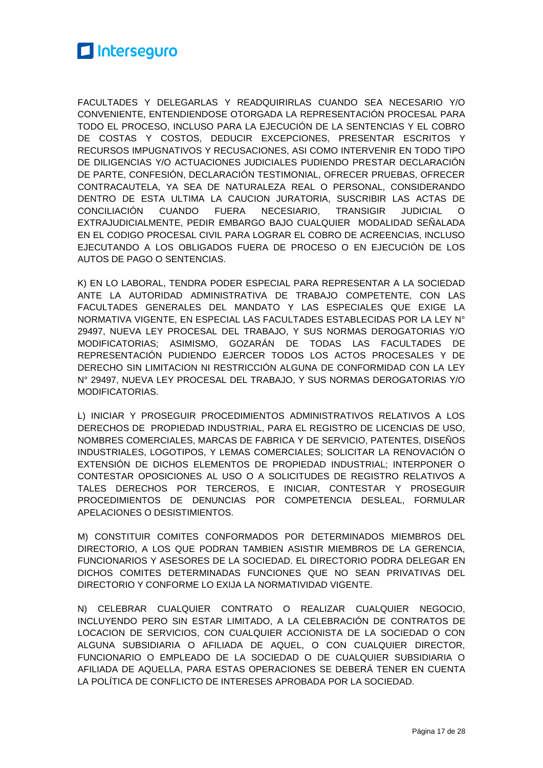FACULTADES Y DELEGARLAS Y READQUIRIRLAS CUANDO SEA NECESARIO Y/O CONVENIENTE, ENTENDIENDOSE OTORGADA LA REPRESENTACIÓN PROCESAL PARA TODO EL PROCESO, INCLUSO PARA LA EJECUCIÓN DE LA SENTENCIAS Y EL COBRO DE COSTAS Y COSTOS, DEDUCIR EXCEPCIONES, PRESENTAR ESCRITOS Y RECURSOS IMPUGNATIVOS Y RECUSACIONES, ASI COMO INTERVENIR EN TODO TIPO DE DILIGENCIAS Y/O ACTUACIONES JUDICIALES PUDIENDO PRESTAR DECLARACIÓN DE PARTE, CONFESIÓN, DECLARACIÓN TESTIMONIAL, OFRECER PRUEBAS, OFRECER CONTRACAUTELA, YA SEA DE NATURALEZA REAL O PERSONAL, CONSIDERANDO DENTRO DE ESTA ULTIMA LA CAUCION JURATORIA, SUSCRIBIR LAS ACTAS DE CONCILIACIÓN CUANDO FUERA NECESIARIO, TRANSIGIR JUDICIAL O EXTRAJUDICIALMENTE, PEDIR EMBARGO BAJO CUALQUIER MODALIDAD SEÑALADA EN EL CODIGO PROCESAL CIVIL PARA LOGRAR EL COBRO DE ACREENCIAS, INCLUSO EJECUTANDO A LOS OBLIGADOS FUERA DE PROCESO O EN EJECUCIÓN DE LOS AUTOS DE PAGO O SENTENCIAS.

K) EN LO LABORAL, TENDRA PODER ESPECIAL PARA REPRESENTAR A LA SOCIEDAD ANTE LA AUTORIDAD ADMINISTRATIVA DE TRABAJO COMPETENTE, CON LAS FACULTADES GENERALES DEL MANDATO Y LAS ESPECIALES QUE EXIGE LA NORMATIVA VIGENTE, EN ESPECIAL LAS FACULTADES ESTABLECIDAS POR LA LEY N° 29497, NUEVA LEY PROCESAL DEL TRABAJO, Y SUS NORMAS DEROGATORIAS Y/O MODIFICATORIAS; ASIMISMO, GOZARÁN DE TODAS LAS FACULTADES DE REPRESENTACIÓN PUDIENDO EJERCER TODOS LOS ACTOS PROCESALES Y DE DERECHO SIN LIMITACION NI RESTRICCIÓN ALGUNA DE CONFORMIDAD CON LA LEY N° 29497, NUEVA LEY PROCESAL DEL TRABAJO, Y SUS NORMAS DEROGATORIAS Y/O MODIFICATORIAS.

L) INICIAR Y PROSEGUIR PROCEDIMIENTOS ADMINISTRATIVOS RELATIVOS A LOS DERECHOS DE PROPIEDAD INDUSTRIAL, PARA EL REGISTRO DE LICENCIAS DE USO, NOMBRES COMERCIALES, MARCAS DE FABRICA Y DE SERVICIO, PATENTES, DISEÑOS INDUSTRIALES, LOGOTIPOS, Y LEMAS COMERCIALES; SOLICITAR LA RENOVACIÓN O EXTENSIÓN DE DICHOS ELEMENTOS DE PROPIEDAD INDUSTRIAL; INTERPONER O CONTESTAR OPOSICIONES AL USO O A SOLICITUDES DE REGISTRO RELATIVOS A TALES DERECHOS POR TERCEROS, E INICIAR, CONTESTAR Y PROSEGUIR PROCEDIMIENTOS DE DENUNCIAS POR COMPETENCIA DESLEAL, FORMULAR APELACIONES O DESISTIMIENTOS.

M) CONSTITUIR COMITES CONFORMADOS POR DETERMINADOS MIEMBROS DEL DIRECTORIO, A LOS QUE PODRAN TAMBIEN ASISTIR MIEMBROS DE LA GERENCIA, FUNCIONARIOS Y ASESORES DE LA SOCIEDAD. EL DIRECTORIO PODRA DELEGAR EN DICHOS COMITES DETERMINADAS FUNCIONES QUE NO SEAN PRIVATIVAS DEL DIRECTORIO Y CONFORME LO EXIJA LA NORMATIVIDAD VIGENTE.

N) CELEBRAR CUALQUIER CONTRATO O REALIZAR CUALQUIER NEGOCIO, INCLUYENDO PERO SIN ESTAR LIMITADO, A LA CELEBRACIÓN DE CONTRATOS DE LOCACION DE SERVICIOS, CON CUALQUIER ACCIONISTA DE LA SOCIEDAD O CON ALGUNA SUBSIDIARIA O AFILIADA DE AQUEL, O CON CUALQUIER DIRECTOR, FUNCIONARIO O EMPLEADO DE LA SOCIEDAD O DE CUALQUIER SUBSIDIARIA O AFILIADA DE AQUELLA, PARA ESTAS OPERACIONES SE DEBERÁ TENER EN CUENTA LA POLÍTICA DE CONFLICTO DE INTERESES APROBADA POR LA SOCIEDAD.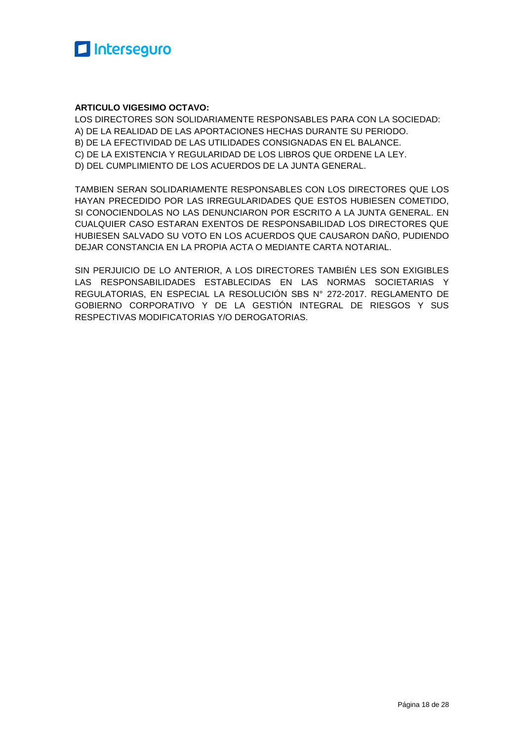**ARTICULO VIGESIMO OCTAVO:**

LOS DIRECTORES SON SOLIDARIAMENTE RESPONSABLES PARA CON LA SOCIEDAD:
A) DE LA REALIDAD DE LAS APORTACIONES HECHAS DURANTE SU PERIODO.
B) DE LA EFECTIVIDAD DE LAS UTILIDADES CONSIGNADAS EN EL BALANCE.
C) DE LA EXISTENCIA Y REGULARIDAD DE LOS LIBROS QUE ORDENE LA LEY.
D) DEL CUMPLIMIENTO DE LOS ACUERDOS DE LA JUNTA GENERAL.

TAMBIEN SERAN SOLIDARIAMENTE RESPONSABLES CON LOS DIRECTORES QUE LOS HAYAN PRECEDIDO POR LAS IRREGULARIDADES QUE ESTOS HUBIESEN COMETIDO, SI CONOCIENDOLAS NO LAS DENUNCIARON POR ESCRITO A LA JUNTA GENERAL. EN CUALQUIER CASO ESTARAN EXENTOS DE RESPONSABILIDAD LOS DIRECTORES QUE HUBIESEN SALVADO SU VOTO EN LOS ACUERDOS QUE CAUSARON DAÑO, PUDIENDO DEJAR CONSTANCIA EN LA PROPIA ACTA O MEDIANTE CARTA NOTARIAL.

SIN PERJUICIO DE LO ANTERIOR, A LOS DIRECTORES TAMBIÉN LES SON EXIGIBLES LAS RESPONSABILIDADES ESTABLECIDAS EN LAS NORMAS SOCIETARIAS Y REGULATORIAS, EN ESPECIAL LA RESOLUCIÓN SBS N° 272-2017. REGLAMENTO DE GOBIERNO CORPORATIVO Y DE LA GESTIÓN INTEGRAL DE RIESGOS Y SUS RESPECTIVAS MODIFICATORIAS Y/O DEROGATORIAS.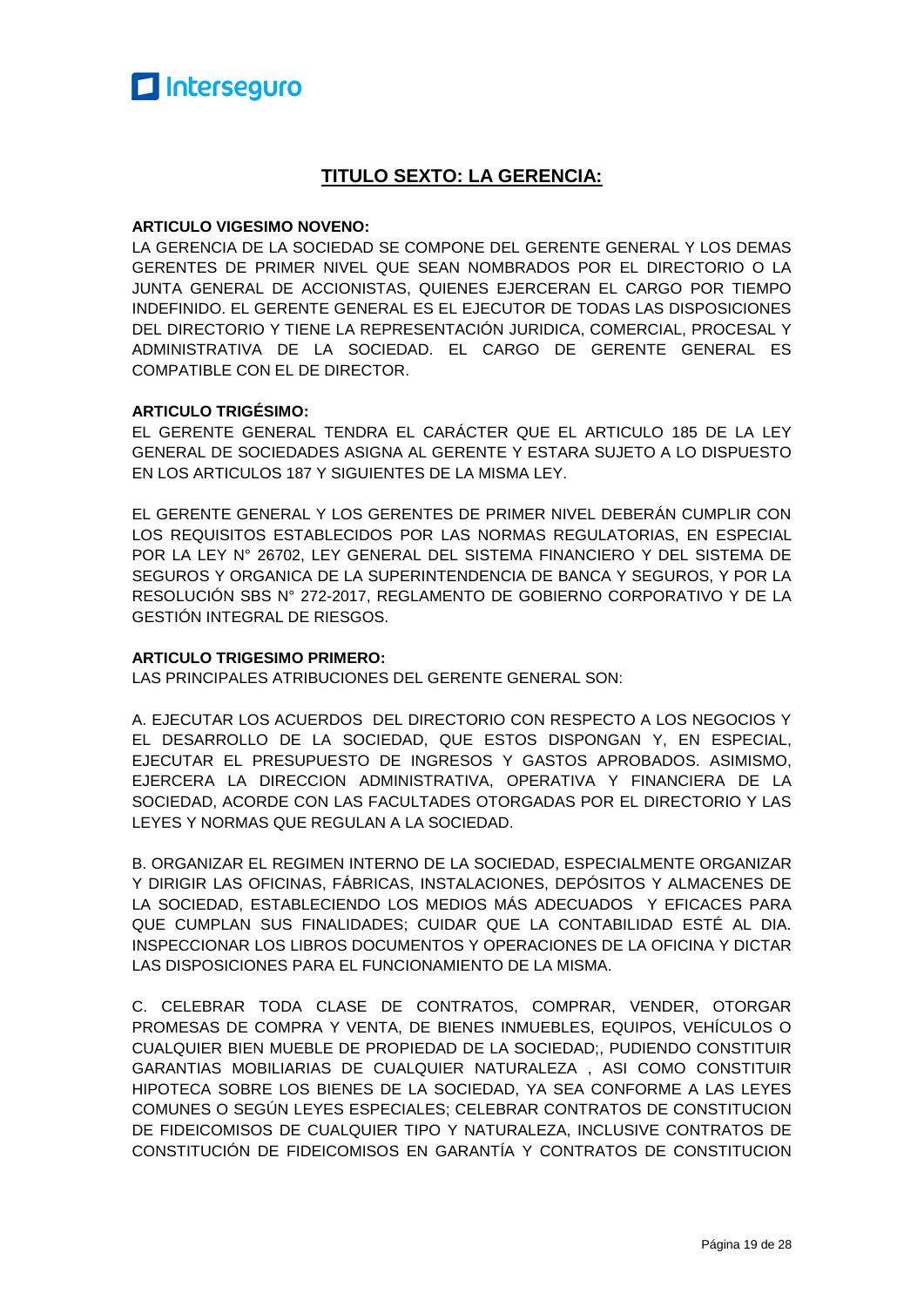## TITULO SEXTO: LA GERENCIA:

**ARTICULO VIGESIMO NOVENO:**
LA GERENCIA DE LA SOCIEDAD SE COMPONE DEL GERENTE GENERAL Y LOS DEMAS GERENTES DE PRIMER NIVEL QUE SEAN NOMBRADOS POR EL DIRECTORIO O LA JUNTA GENERAL DE ACCIONISTAS, QUIENES EJERCERAN EL CARGO POR TIEMPO INDEFINIDO. EL GERENTE GENERAL ES EL EJECUTOR DE TODAS LAS DISPOSICIONES DEL DIRECTORIO Y TIENE LA REPRESENTACIÓN JURIDICA, COMERCIAL, PROCESAL Y ADMINISTRATIVA DE LA SOCIEDAD. EL CARGO DE GERENTE GENERAL ES COMPATIBLE CON EL DE DIRECTOR.

**ARTICULO TRIGÉSIMO:**
EL GERENTE GENERAL TENDRA EL CARÁCTER QUE EL ARTICULO 185 DE LA LEY GENERAL DE SOCIEDADES ASIGNA AL GERENTE Y ESTARA SUJETO A LO DISPUESTO EN LOS ARTICULOS 187 Y SIGUIENTES DE LA MISMA LEY.

EL GERENTE GENERAL Y LOS GERENTES DE PRIMER NIVEL DEBERÁN CUMPLIR CON LOS REQUISITOS ESTABLECIDOS POR LAS NORMAS REGULATORIAS, EN ESPECIAL POR LA LEY N° 26702, LEY GENERAL DEL SISTEMA FINANCIERO Y DEL SISTEMA DE SEGUROS Y ORGANICA DE LA SUPERINTENDENCIA DE BANCA Y SEGUROS, Y POR LA RESOLUCIÓN SBS N° 272-2017, REGLAMENTO DE GOBIERNO CORPORATIVO Y DE LA GESTIÓN INTEGRAL DE RIESGOS.

**ARTICULO TRIGESIMO PRIMERO:**
LAS PRINCIPALES ATRIBUCIONES DEL GERENTE GENERAL SON:

A. EJECUTAR LOS ACUERDOS DEL DIRECTORIO CON RESPECTO A LOS NEGOCIOS Y EL DESARROLLO DE LA SOCIEDAD, QUE ESTOS DISPONGAN Y, EN ESPECIAL, EJECUTAR EL PRESUPUESTO DE INGRESOS Y GASTOS APROBADOS. ASIMISMO, EJERCERA LA DIRECCION ADMINISTRATIVA, OPERATIVA Y FINANCIERA DE LA SOCIEDAD, ACORDE CON LAS FACULTADES OTORGADAS POR EL DIRECTORIO Y LAS LEYES Y NORMAS QUE REGULAN A LA SOCIEDAD.

B. ORGANIZAR EL REGIMEN INTERNO DE LA SOCIEDAD, ESPECIALMENTE ORGANIZAR Y DIRIGIR LAS OFICINAS, FÁBRICAS, INSTALACIONES, DEPÓSITOS Y ALMACENES DE LA SOCIEDAD, ESTABLECIENDO LOS MEDIOS MÁS ADECUADOS Y EFICACES PARA QUE CUMPLAN SUS FINALIDADES; CUIDAR QUE LA CONTABILIDAD ESTÉ AL DIA. INSPECCIONAR LOS LIBROS DOCUMENTOS Y OPERACIONES DE LA OFICINA Y DICTAR LAS DISPOSICIONES PARA EL FUNCIONAMIENTO DE LA MISMA.

C. CELEBRAR TODA CLASE DE CONTRATOS, COMPRAR, VENDER, OTORGAR PROMESAS DE COMPRA Y VENTA, DE BIENES INMUEBLES, EQUIPOS, VEHÍCULOS O CUALQUIER BIEN MUEBLE DE PROPIEDAD DE LA SOCIEDAD;, PUDIENDO CONSTITUIR GARANTIAS MOBILIARIAS DE CUALQUIER NATURALEZA , ASI COMO CONSTITUIR HIPOTECA SOBRE LOS BIENES DE LA SOCIEDAD, YA SEA CONFORME A LAS LEYES COMUNES O SEGÚN LEYES ESPECIALES; CELEBRAR CONTRATOS DE CONSTITUCION DE FIDEICOMISOS DE CUALQUIER TIPO Y NATURALEZA, INCLUSIVE CONTRATOS DE CONSTITUCIÓN DE FIDEICOMISOS EN GARANTÍA Y CONTRATOS DE CONSTITUCION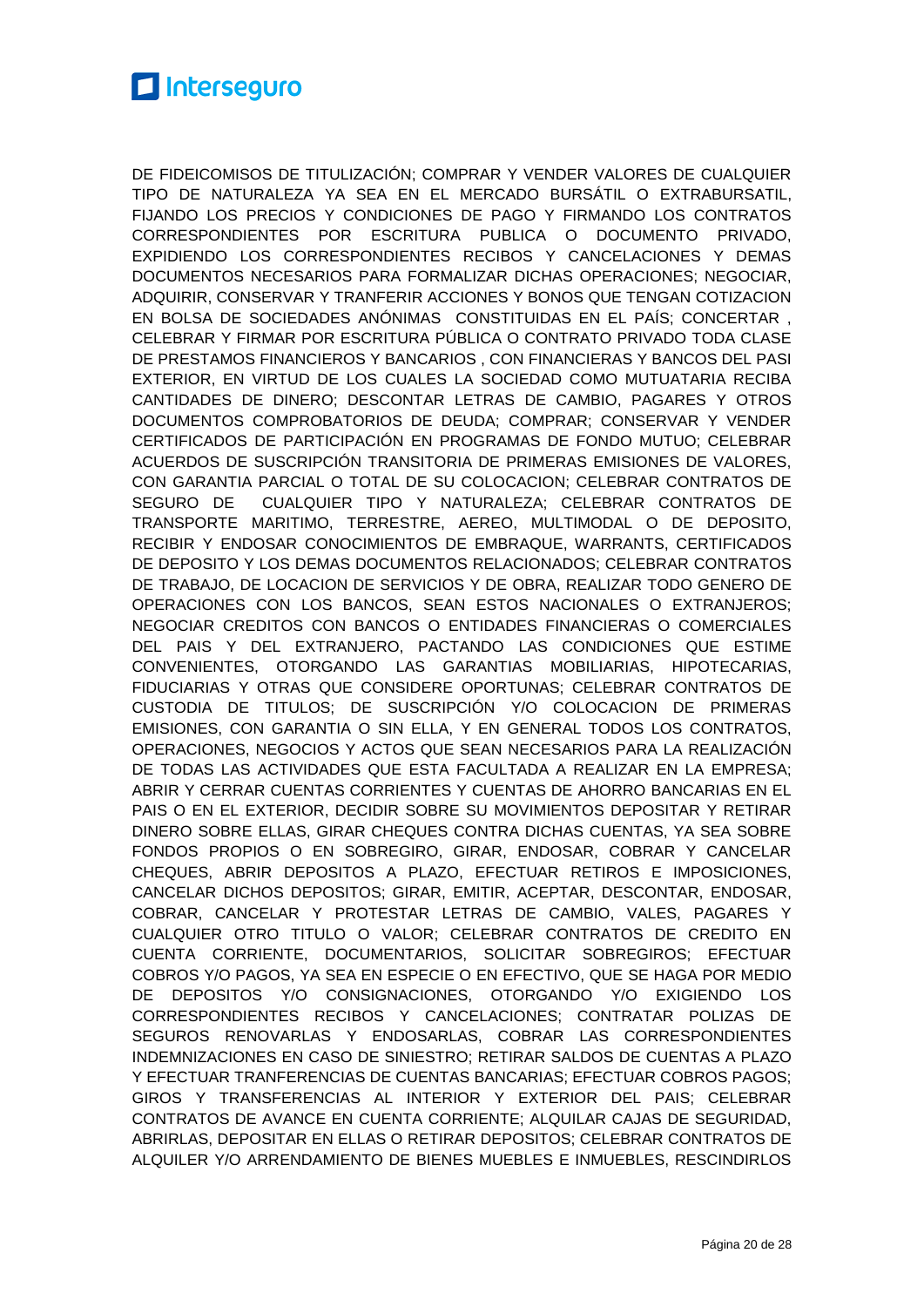DE FIDEICOMISOS DE TITULIZACIÓN; COMPRAR Y VENDER VALORES DE CUALQUIER TIPO DE NATURALEZA YA SEA EN EL MERCADO BURSÁTIL O EXTRABURSATIL, FIJANDO LOS PRECIOS Y CONDICIONES DE PAGO Y FIRMANDO LOS CONTRATOS CORRESPONDIENTES POR ESCRITURA PUBLICA O DOCUMENTO PRIVADO, EXPIDIENDO LOS CORRESPONDIENTES RECIBOS Y CANCELACIONES Y DEMAS DOCUMENTOS NECESARIOS PARA FORMALIZAR DICHAS OPERACIONES; NEGOCIAR, ADQUIRIR, CONSERVAR Y TRANFERIR ACCIONES Y BONOS QUE TENGAN COTIZACION EN BOLSA DE SOCIEDADES ANÓNIMAS CONSTITUIDAS EN EL PAÍS; CONCERTAR , CELEBRAR Y FIRMAR POR ESCRITURA PÚBLICA O CONTRATO PRIVADO TODA CLASE DE PRESTAMOS FINANCIEROS Y BANCARIOS , CON FINANCIERAS Y BANCOS DEL PASI EXTERIOR, EN VIRTUD DE LOS CUALES LA SOCIEDAD COMO MUTUATARIA RECIBA CANTIDADES DE DINERO; DESCONTAR LETRAS DE CAMBIO, PAGARES Y OTROS DOCUMENTOS COMPROBATORIOS DE DEUDA; COMPRAR; CONSERVAR Y VENDER CERTIFICADOS DE PARTICIPACIÓN EN PROGRAMAS DE FONDO MUTUO; CELEBRAR ACUERDOS DE SUSCRIPCIÓN TRANSITORIA DE PRIMERAS EMISIONES DE VALORES, CON GARANTIA PARCIAL O TOTAL DE SU COLOCACION; CELEBRAR CONTRATOS DE SEGURO DE CUALQUIER TIPO Y NATURALEZA; CELEBRAR CONTRATOS DE TRANSPORTE MARITIMO, TERRESTRE, AEREO, MULTIMODAL O DE DEPOSITO, RECIBIR Y ENDOSAR CONOCIMIENTOS DE EMBRAQUE, WARRANTS, CERTIFICADOS DE DEPOSITO Y LOS DEMAS DOCUMENTOS RELACIONADOS; CELEBRAR CONTRATOS DE TRABAJO, DE LOCACION DE SERVICIOS Y DE OBRA, REALIZAR TODO GENERO DE OPERACIONES CON LOS BANCOS, SEAN ESTOS NACIONALES O EXTRANJEROS; NEGOCIAR CREDITOS CON BANCOS O ENTIDADES FINANCIERAS O COMERCIALES DEL PAIS Y DEL EXTRANJERO, PACTANDO LAS CONDICIONES QUE ESTIME CONVENIENTES, OTORGANDO LAS GARANTIAS MOBILIARIAS, HIPOTECARIAS, FIDUCIARIAS Y OTRAS QUE CONSIDERE OPORTUNAS; CELEBRAR CONTRATOS DE CUSTODIA DE TITULOS; DE SUSCRIPCIÓN Y/O COLOCACION DE PRIMERAS EMISIONES, CON GARANTIA O SIN ELLA, Y EN GENERAL TODOS LOS CONTRATOS, OPERACIONES, NEGOCIOS Y ACTOS QUE SEAN NECESARIOS PARA LA REALIZACIÓN DE TODAS LAS ACTIVIDADES QUE ESTA FACULTADA A REALIZAR EN LA EMPRESA; ABRIR Y CERRAR CUENTAS CORRIENTES Y CUENTAS DE AHORRO BANCARIAS EN EL PAIS O EN EL EXTERIOR, DECIDIR SOBRE SU MOVIMIENTOS DEPOSITAR Y RETIRAR DINERO SOBRE ELLAS, GIRAR CHEQUES CONTRA DICHAS CUENTAS, YA SEA SOBRE FONDOS PROPIOS O EN SOBREGIRO, GIRAR, ENDOSAR, COBRAR Y CANCELAR CHEQUES, ABRIR DEPOSITOS A PLAZO, EFECTUAR RETIROS E IMPOSICIONES, CANCELAR DICHOS DEPOSITOS; GIRAR, EMITIR, ACEPTAR, DESCONTAR, ENDOSAR, COBRAR, CANCELAR Y PROTESTAR LETRAS DE CAMBIO, VALES, PAGARES Y CUALQUIER OTRO TITULO O VALOR; CELEBRAR CONTRATOS DE CREDITO EN CUENTA CORRIENTE, DOCUMENTARIOS, SOLICITAR SOBREGIROS; EFECTUAR COBROS Y/O PAGOS, YA SEA EN ESPECIE O EN EFECTIVO, QUE SE HAGA POR MEDIO DE DEPOSITOS Y/O CONSIGNACIONES, OTORGANDO Y/O EXIGIENDO LOS CORRESPONDIENTES RECIBOS Y CANCELACIONES; CONTRATAR POLIZAS DE SEGUROS RENOVARLAS Y ENDOSARLAS, COBRAR LAS CORRESPONDIENTES INDEMNIZACIONES EN CASO DE SINIESTRO; RETIRAR SALDOS DE CUENTAS A PLAZO Y EFECTUAR TRANFERENCIAS DE CUENTAS BANCARIAS; EFECTUAR COBROS PAGOS; GIROS Y TRANSFERENCIAS AL INTERIOR Y EXTERIOR DEL PAIS; CELEBRAR CONTRATOS DE AVANCE EN CUENTA CORRIENTE; ALQUILAR CAJAS DE SEGURIDAD, ABRIRLAS, DEPOSITAR EN ELLAS O RETIRAR DEPOSITOS; CELEBRAR CONTRATOS DE ALQUILER Y/O ARRENDAMIENTO DE BIENES MUEBLES E INMUEBLES, RESCINDIRLOS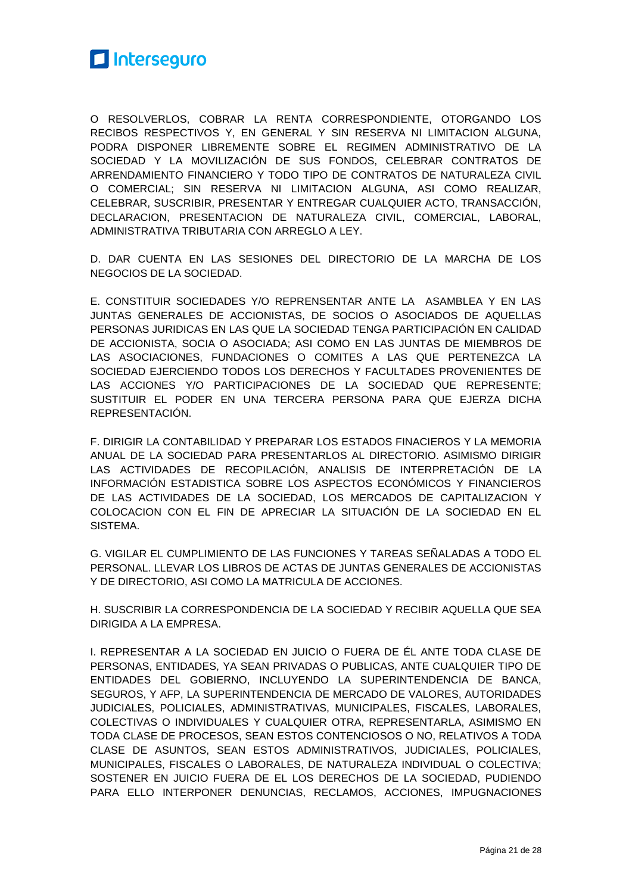O RESOLVERLOS, COBRAR LA RENTA CORRESPONDIENTE, OTORGANDO LOS RECIBOS RESPECTIVOS Y, EN GENERAL Y SIN RESERVA NI LIMITACION ALGUNA, PODRA DISPONER LIBREMENTE SOBRE EL REGIMEN ADMINISTRATIVO DE LA SOCIEDAD Y LA MOVILIZACIÓN DE SUS FONDOS, CELEBRAR CONTRATOS DE ARRENDAMIENTO FINANCIERO Y TODO TIPO DE CONTRATOS DE NATURALEZA CIVIL O COMERCIAL; SIN RESERVA NI LIMITACION ALGUNA, ASI COMO REALIZAR, CELEBRAR, SUSCRIBIR, PRESENTAR Y ENTREGAR CUALQUIER ACTO, TRANSACCIÓN, DECLARACION, PRESENTACION DE NATURALEZA CIVIL, COMERCIAL, LABORAL, ADMINISTRATIVA TRIBUTARIA CON ARREGLO A LEY.

D. DAR CUENTA EN LAS SESIONES DEL DIRECTORIO DE LA MARCHA DE LOS NEGOCIOS DE LA SOCIEDAD.

E. CONSTITUIR SOCIEDADES Y/O REPRENSENTAR ANTE LA ASAMBLEA Y EN LAS JUNTAS GENERALES DE ACCIONISTAS, DE SOCIOS O ASOCIADOS DE AQUELLAS PERSONAS JURIDICAS EN LAS QUE LA SOCIEDAD TENGA PARTICIPACIÓN EN CALIDAD DE ACCIONISTA, SOCIA O ASOCIADA; ASI COMO EN LAS JUNTAS DE MIEMBROS DE LAS ASOCIACIONES, FUNDACIONES O COMITES A LAS QUE PERTENEZCA LA SOCIEDAD EJERCIENDO TODOS LOS DERECHOS Y FACULTADES PROVENIENTES DE LAS ACCIONES Y/O PARTICIPACIONES DE LA SOCIEDAD QUE REPRESENTE; SUSTITUIR EL PODER EN UNA TERCERA PERSONA PARA QUE EJERZA DICHA REPRESENTACIÓN.

F. DIRIGIR LA CONTABILIDAD Y PREPARAR LOS ESTADOS FINACIEROS Y LA MEMORIA ANUAL DE LA SOCIEDAD PARA PRESENTARLOS AL DIRECTORIO. ASIMISMO DIRIGIR LAS ACTIVIDADES DE RECOPILACIÓN, ANALISIS DE INTERPRETACIÓN DE LA INFORMACIÓN ESTADISTICA SOBRE LOS ASPECTOS ECONÓMICOS Y FINANCIEROS DE LAS ACTIVIDADES DE LA SOCIEDAD, LOS MERCADOS DE CAPITALIZACION Y COLOCACION CON EL FIN DE APRECIAR LA SITUACIÓN DE LA SOCIEDAD EN EL SISTEMA.

G. VIGILAR EL CUMPLIMIENTO DE LAS FUNCIONES Y TAREAS SEÑALADAS A TODO EL PERSONAL. LLEVAR LOS LIBROS DE ACTAS DE JUNTAS GENERALES DE ACCIONISTAS Y DE DIRECTORIO, ASI COMO LA MATRICULA DE ACCIONES.

H. SUSCRIBIR LA CORRESPONDENCIA DE LA SOCIEDAD Y RECIBIR AQUELLA QUE SEA DIRIGIDA A LA EMPRESA.

I. REPRESENTAR A LA SOCIEDAD EN JUICIO O FUERA DE ÉL ANTE TODA CLASE DE PERSONAS, ENTIDADES, YA SEAN PRIVADAS O PUBLICAS, ANTE CUALQUIER TIPO DE ENTIDADES DEL GOBIERNO, INCLUYENDO LA SUPERINTENDENCIA DE BANCA, SEGUROS, Y AFP, LA SUPERINTENDENCIA DE MERCADO DE VALORES, AUTORIDADES JUDICIALES, POLICIALES, ADMINISTRATIVAS, MUNICIPALES, FISCALES, LABORALES, COLECTIVAS O INDIVIDUALES Y CUALQUIER OTRA, REPRESENTARLA, ASIMISMO EN TODA CLASE DE PROCESOS, SEAN ESTOS CONTENCIOSOS O NO, RELATIVOS A TODA CLASE DE ASUNTOS, SEAN ESTOS ADMINISTRATIVOS, JUDICIALES, POLICIALES, MUNICIPALES, FISCALES O LABORALES, DE NATURALEZA INDIVIDUAL O COLECTIVA; SOSTENER EN JUICIO FUERA DE EL LOS DERECHOS DE LA SOCIEDAD, PUDIENDO PARA ELLO INTERPONER DENUNCIAS, RECLAMOS, ACCIONES, IMPUGNACIONES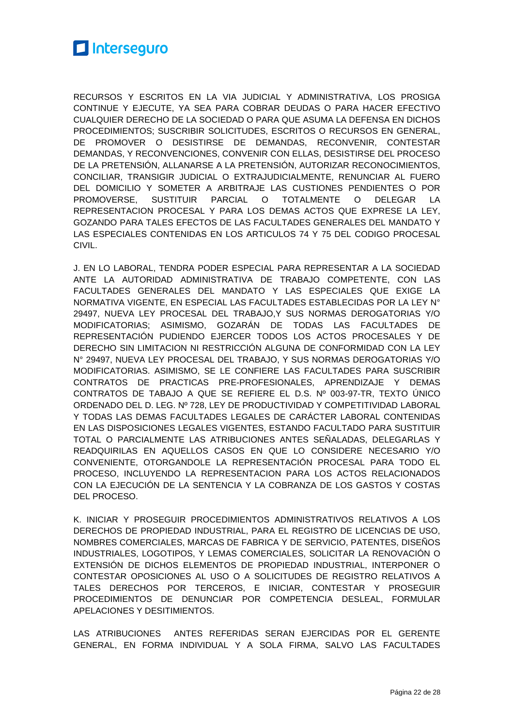RECURSOS Y ESCRITOS EN LA VIA JUDICIAL Y ADMINISTRATIVA, LOS PROSIGA CONTINUE Y EJECUTE, YA SEA PARA COBRAR DEUDAS O PARA HACER EFECTIVO CUALQUIER DERECHO DE LA SOCIEDAD O PARA QUE ASUMA LA DEFENSA EN DICHOS PROCEDIMIENTOS; SUSCRIBIR SOLICITUDES, ESCRITOS O RECURSOS EN GENERAL, DE PROMOVER O DESISTIRSE DE DEMANDAS, RECONVENIR, CONTESTAR DEMANDAS, Y RECONVENCIONES, CONVENIR CON ELLAS, DESISTIRSE DEL PROCESO DE LA PRETENSIÓN, ALLANARSE A LA PRETENSIÓN, AUTORIZAR RECONOCIMIENTOS, CONCILIAR, TRANSIGIR JUDICIAL O EXTRAJUDICIALMENTE, RENUNCIAR AL FUERO DEL DOMICILIO Y SOMETER A ARBITRAJE LAS CUSTIONES PENDIENTES O POR PROMOVERSE, SUSTITUIR PARCIAL O TOTALMENTE O DELEGAR LA REPRESENTACION PROCESAL Y PARA LOS DEMAS ACTOS QUE EXPRESE LA LEY, GOZANDO PARA TALES EFECTOS DE LAS FACULTADES GENERALES DEL MANDATO Y LAS ESPECIALES CONTENIDAS EN LOS ARTICULOS 74 Y 75 DEL CODIGO PROCESAL CIVIL.

J. EN LO LABORAL, TENDRA PODER ESPECIAL PARA REPRESENTAR A LA SOCIEDAD ANTE LA AUTORIDAD ADMINISTRATIVA DE TRABAJO COMPETENTE, CON LAS FACULTADES GENERALES DEL MANDATO Y LAS ESPECIALES QUE EXIGE LA NORMATIVA VIGENTE, EN ESPECIAL LAS FACULTADES ESTABLECIDAS POR LA LEY N° 29497, NUEVA LEY PROCESAL DEL TRABAJO,Y SUS NORMAS DEROGATORIAS Y/O MODIFICATORIAS; ASIMISMO, GOZARÁN DE TODAS LAS FACULTADES DE REPRESENTACIÓN PUDIENDO EJERCER TODOS LOS ACTOS PROCESALES Y DE DERECHO SIN LIMITACION NI RESTRICCIÓN ALGUNA DE CONFORMIDAD CON LA LEY N° 29497, NUEVA LEY PROCESAL DEL TRABAJO, Y SUS NORMAS DEROGATORIAS Y/O MODIFICATORIAS. ASIMISMO, SE LE CONFIERE LAS FACULTADES PARA SUSCRIBIR CONTRATOS DE PRACTICAS PRE-PROFESIONALES, APRENDIZAJE Y DEMAS CONTRATOS DE TABAJO A QUE SE REFIERE EL D.S. Nº 003-97-TR, TEXTO ÚNICO ORDENADO DEL D. LEG. Nº 728, LEY DE PRODUCTIVIDAD Y COMPETITIVIDAD LABORAL Y TODAS LAS DEMAS FACULTADES LEGALES DE CARÁCTER LABORAL CONTENIDAS EN LAS DISPOSICIONES LEGALES VIGENTES, ESTANDO FACULTADO PARA SUSTITUIR TOTAL O PARCIALMENTE LAS ATRIBUCIONES ANTES SEÑALADAS, DELEGARLAS Y READQUIRILAS EN AQUELLOS CASOS EN QUE LO CONSIDERE NECESARIO Y/O CONVENIENTE, OTORGANDOLE LA REPRESENTACIÓN PROCESAL PARA TODO EL PROCESO, INCLUYENDO LA REPRESENTACION PARA LOS ACTOS RELACIONADOS CON LA EJECUCIÓN DE LA SENTENCIA Y LA COBRANZA DE LOS GASTOS Y COSTAS DEL PROCESO.

K. INICIAR Y PROSEGUIR PROCEDIMIENTOS ADMINISTRATIVOS RELATIVOS A LOS DERECHOS DE PROPIEDAD INDUSTRIAL, PARA EL REGISTRO DE LICENCIAS DE USO, NOMBRES COMERCIALES, MARCAS DE FABRICA Y DE SERVICIO, PATENTES, DISEÑOS INDUSTRIALES, LOGOTIPOS, Y LEMAS COMERCIALES, SOLICITAR LA RENOVACIÓN O EXTENSIÓN DE DICHOS ELEMENTOS DE PROPIEDAD INDUSTRIAL, INTERPONER O CONTESTAR OPOSICIONES AL USO O A SOLICITUDES DE REGISTRO RELATIVOS A TALES DERECHOS POR TERCEROS, E INICIAR, CONTESTAR Y PROSEGUIR PROCEDIMIENTOS DE DENUNCIAR POR COMPETENCIA DESLEAL, FORMULAR APELACIONES Y DESITIMIENTOS.

LAS ATRIBUCIONES ANTES REFERIDAS SERAN EJERCIDAS POR EL GERENTE GENERAL, EN FORMA INDIVIDUAL Y A SOLA FIRMA, SALVO LAS FACULTADES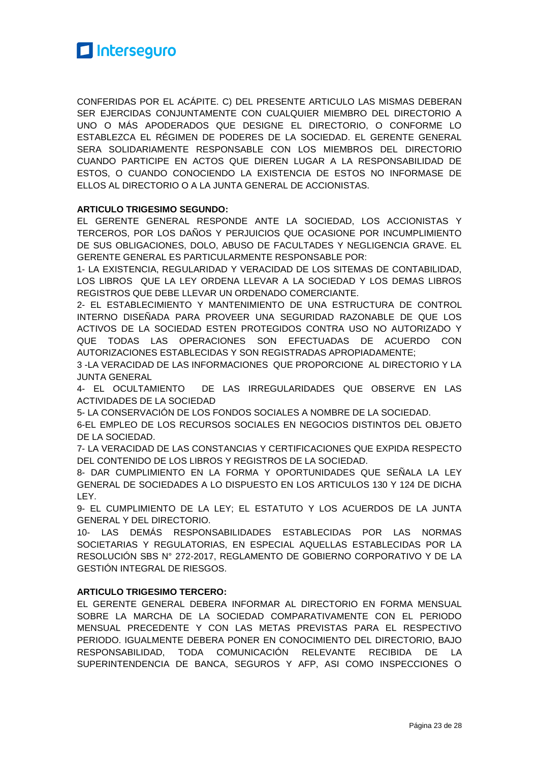CONFERIDAS POR EL ACÁPITE. C) DEL PRESENTE ARTICULO LAS MISMAS DEBERAN SER EJERCIDAS CONJUNTAMENTE CON CUALQUIER MIEMBRO DEL DIRECTORIO A UNO O MÁS APODERADOS QUE DESIGNE EL DIRECTORIO, O CONFORME LO ESTABLEZCA EL RÉGIMEN DE PODERES DE LA SOCIEDAD. EL GERENTE GENERAL SERA SOLIDARIAMENTE RESPONSABLE CON LOS MIEMBROS DEL DIRECTORIO CUANDO PARTICIPE EN ACTOS QUE DIEREN LUGAR A LA RESPONSABILIDAD DE ESTOS, O CUANDO CONOCIENDO LA EXISTENCIA DE ESTOS NO INFORMASE DE ELLOS AL DIRECTORIO O A LA JUNTA GENERAL DE ACCIONISTAS.

**ARTICULO TRIGESIMO SEGUNDO:**

EL GERENTE GENERAL RESPONDE ANTE LA SOCIEDAD, LOS ACCIONISTAS Y TERCEROS, POR LOS DAÑOS Y PERJUICIOS QUE OCASIONE POR INCUMPLIMIENTO DE SUS OBLIGACIONES, DOLO, ABUSO DE FACULTADES Y NEGLIGENCIA GRAVE. EL GERENTE GENERAL ES PARTICULARMENTE RESPONSABLE POR:

1- LA EXISTENCIA, REGULARIDAD Y VERACIDAD DE LOS SITEMAS DE CONTABILIDAD, LOS LIBROS QUE LA LEY ORDENA LLEVAR A LA SOCIEDAD Y LOS DEMAS LIBROS REGISTROS QUE DEBE LLEVAR UN ORDENADO COMERCIANTE.

2- EL ESTABLECIMIENTO Y MANTENIMIENTO DE UNA ESTRUCTURA DE CONTROL INTERNO DISEÑADA PARA PROVEER UNA SEGURIDAD RAZONABLE DE QUE LOS ACTIVOS DE LA SOCIEDAD ESTEN PROTEGIDOS CONTRA USO NO AUTORIZADO Y QUE TODAS LAS OPERACIONES SON EFECTUADAS DE ACUERDO CON AUTORIZACIONES ESTABLECIDAS Y SON REGISTRADAS APROPIADAMENTE;

3 -LA VERACIDAD DE LAS INFORMACIONES QUE PROPORCIONE AL DIRECTORIO Y LA JUNTA GENERAL

4- EL OCULTAMIENTO DE LAS IRREGULARIDADES QUE OBSERVE EN LAS ACTIVIDADES DE LA SOCIEDAD

5- LA CONSERVACIÓN DE LOS FONDOS SOCIALES A NOMBRE DE LA SOCIEDAD.

6-EL EMPLEO DE LOS RECURSOS SOCIALES EN NEGOCIOS DISTINTOS DEL OBJETO DE LA SOCIEDAD.

7- LA VERACIDAD DE LAS CONSTANCIAS Y CERTIFICACIONES QUE EXPIDA RESPECTO DEL CONTENIDO DE LOS LIBROS Y REGISTROS DE LA SOCIEDAD.

8- DAR CUMPLIMIENTO EN LA FORMA Y OPORTUNIDADES QUE SEÑALA LA LEY GENERAL DE SOCIEDADES A LO DISPUESTO EN LOS ARTICULOS 130 Y 124 DE DICHA LEY.

9- EL CUMPLIMIENTO DE LA LEY; EL ESTATUTO Y LOS ACUERDOS DE LA JUNTA GENERAL Y DEL DIRECTORIO.

10- LAS DEMÁS RESPONSABILIDADES ESTABLECIDAS POR LAS NORMAS SOCIETARIAS Y REGULATORIAS, EN ESPECIAL AQUELLAS ESTABLECIDAS POR LA RESOLUCIÓN SBS N° 272-2017, REGLAMENTO DE GOBIERNO CORPORATIVO Y DE LA GESTIÓN INTEGRAL DE RIESGOS.

**ARTICULO TRIGESIMO TERCERO:**

EL GERENTE GENERAL DEBERA INFORMAR AL DIRECTORIO EN FORMA MENSUAL SOBRE LA MARCHA DE LA SOCIEDAD COMPARATIVAMENTE CON EL PERIODO MENSUAL PRECEDENTE Y CON LAS METAS PREVISTAS PARA EL RESPECTIVO PERIODO. IGUALMENTE DEBERA PONER EN CONOCIMIENTO DEL DIRECTORIO, BAJO RESPONSABILIDAD, TODA COMUNICACIÓN RELEVANTE RECIBIDA DE LA SUPERINTENDENCIA DE BANCA, SEGUROS Y AFP, ASI COMO INSPECCIONES O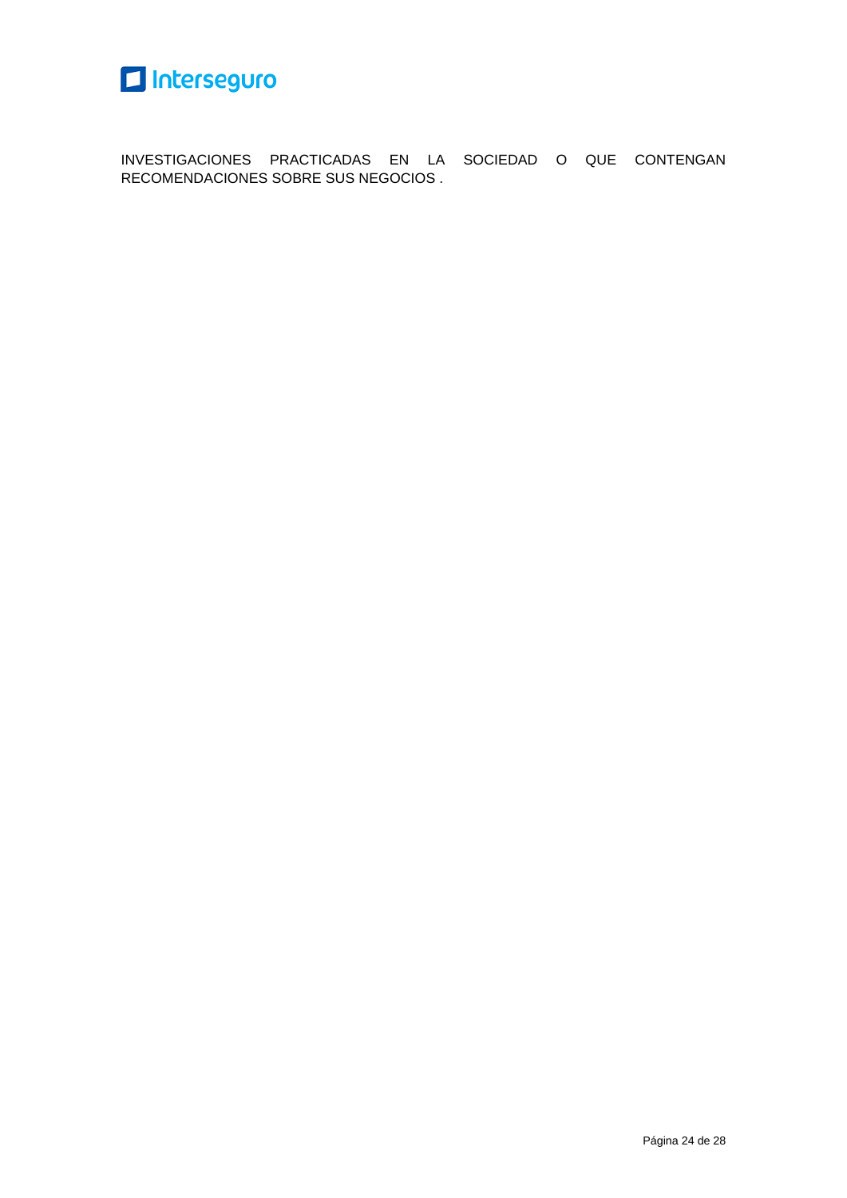INVESTIGACIONES PRACTICADAS EN LA SOCIEDAD O QUE CONTENGAN RECOMENDACIONES SOBRE SUS NEGOCIOS .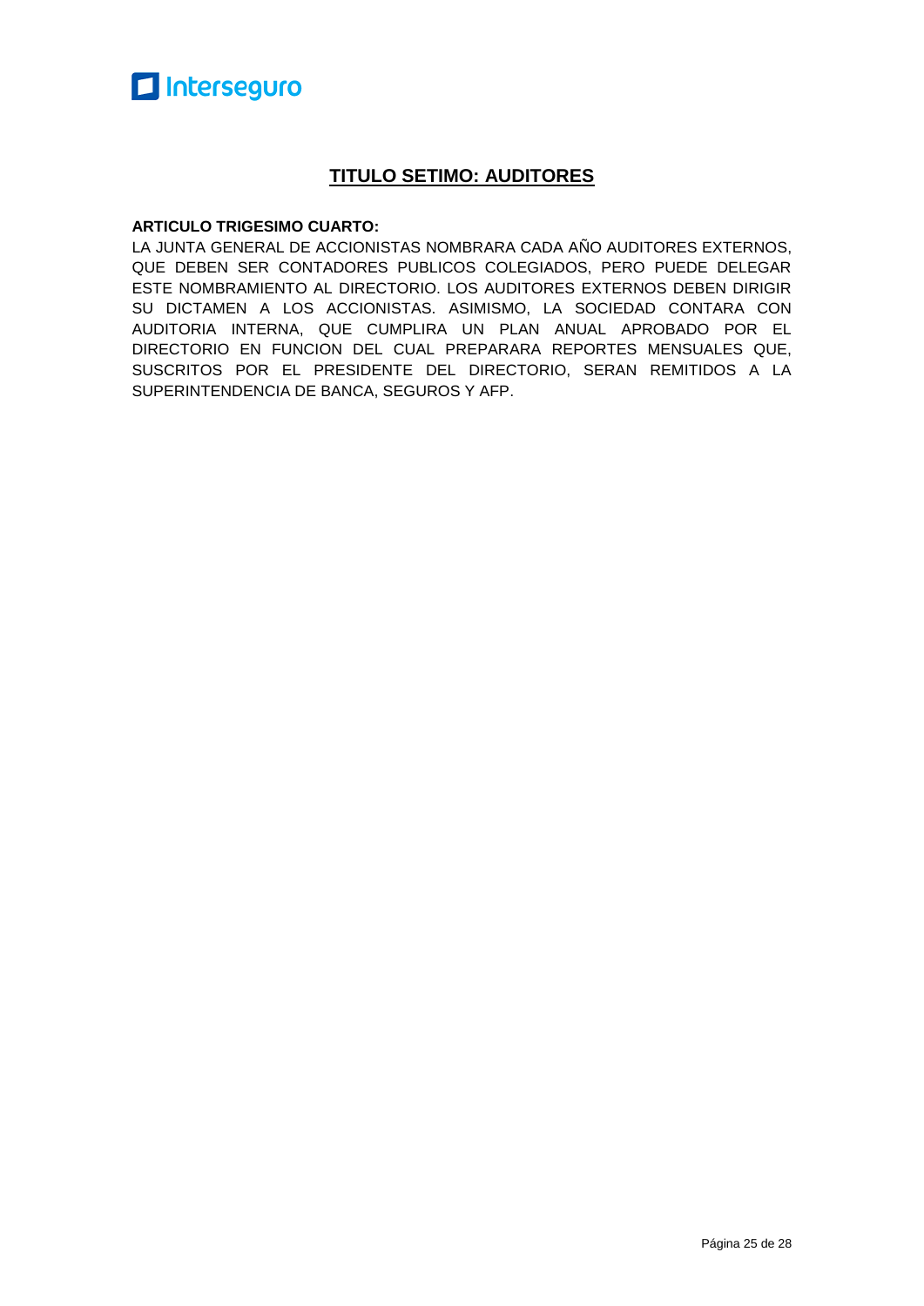## TITULO SETIMO: AUDITORES

**ARTICULO TRIGESIMO CUARTO:**

LA JUNTA GENERAL DE ACCIONISTAS NOMBRARA CADA AÑO AUDITORES EXTERNOS, QUE DEBEN SER CONTADORES PUBLICOS COLEGIADOS, PERO PUEDE DELEGAR ESTE NOMBRAMIENTO AL DIRECTORIO. LOS AUDITORES EXTERNOS DEBEN DIRIGIR SU DICTAMEN A LOS ACCIONISTAS. ASIMISMO, LA SOCIEDAD CONTARA CON AUDITORIA INTERNA, QUE CUMPLIRA UN PLAN ANUAL APROBADO POR EL DIRECTORIO EN FUNCION DEL CUAL PREPARARA REPORTES MENSUALES QUE, SUSCRITOS POR EL PRESIDENTE DEL DIRECTORIO, SERAN REMITIDOS A LA SUPERINTENDENCIA DE BANCA, SEGUROS Y AFP.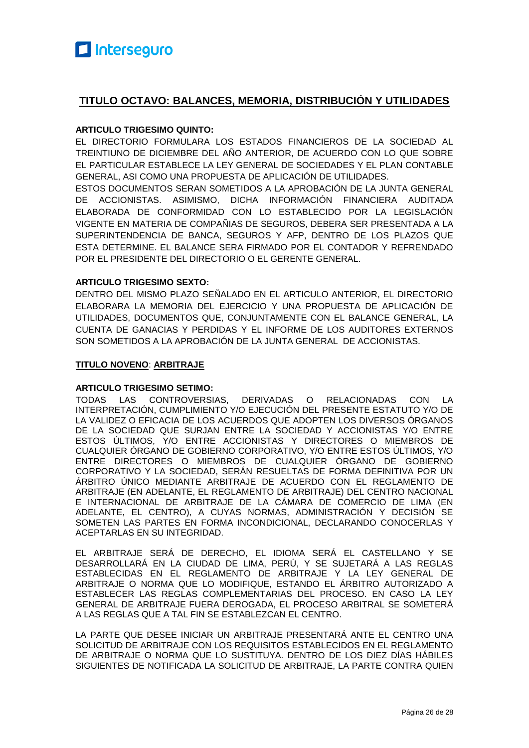## TITULO OCTAVO: BALANCES, MEMORIA, DISTRIBUCIÓN Y UTILIDADES

**ARTICULO TRIGESIMO QUINTO:**

EL DIRECTORIO FORMULARA LOS ESTADOS FINANCIEROS DE LA SOCIEDAD AL TREINTIUNO DE DICIEMBRE DEL AÑO ANTERIOR, DE ACUERDO CON LO QUE SOBRE EL PARTICULAR ESTABLECE LA LEY GENERAL DE SOCIEDADES Y EL PLAN CONTABLE GENERAL, ASI COMO UNA PROPUESTA DE APLICACIÓN DE UTILIDADES.

ESTOS DOCUMENTOS SERAN SOMETIDOS A LA APROBACIÓN DE LA JUNTA GENERAL DE ACCIONISTAS. ASIMISMO, DICHA INFORMACIÓN FINANCIERA AUDITADA ELABORADA DE CONFORMIDAD CON LO ESTABLECIDO POR LA LEGISLACIÓN VIGENTE EN MATERIA DE COMPAÑIAS DE SEGUROS, DEBERA SER PRESENTADA A LA SUPERINTENDENCIA DE BANCA, SEGUROS Y AFP, DENTRO DE LOS PLAZOS QUE ESTA DETERMINE. EL BALANCE SERA FIRMADO POR EL CONTADOR Y REFRENDADO POR EL PRESIDENTE DEL DIRECTORIO O EL GERENTE GENERAL.

**ARTICULO TRIGESIMO SEXTO:**

DENTRO DEL MISMO PLAZO SEÑALADO EN EL ARTICULO ANTERIOR, EL DIRECTORIO ELABORARA LA MEMORIA DEL EJERCICIO Y UNA PROPUESTA DE APLICACIÓN DE UTILIDADES, DOCUMENTOS QUE, CONJUNTAMENTE CON EL BALANCE GENERAL, LA CUENTA DE GANACIAS Y PERDIDAS Y EL INFORME DE LOS AUDITORES EXTERNOS SON SOMETIDOS A LA APROBACIÓN DE LA JUNTA GENERAL DE ACCIONISTAS.

## TITULO NOVENO: ARBITRAJE

**ARTICULO TRIGESIMO SETIMO:**

TODAS LAS CONTROVERSIAS, DERIVADAS O RELACIONADAS CON LA INTERPRETACIÓN, CUMPLIMIENTO Y/O EJECUCIÓN DEL PRESENTE ESTATUTO Y/O DE LA VALIDEZ O EFICACIA DE LOS ACUERDOS QUE ADOPTEN LOS DIVERSOS ÓRGANOS DE LA SOCIEDAD QUE SURJAN ENTRE LA SOCIEDAD Y ACCIONISTAS Y/O ENTRE ESTOS ÚLTIMOS, Y/O ENTRE ACCIONISTAS Y DIRECTORES O MIEMBROS DE CUALQUIER ÓRGANO DE GOBIERNO CORPORATIVO, Y/O ENTRE ESTOS ÚLTIMOS, Y/O ENTRE DIRECTORES O MIEMBROS DE CUALQUIER ÓRGANO DE GOBIERNO CORPORATIVO Y LA SOCIEDAD, SERÁN RESUELTAS DE FORMA DEFINITIVA POR UN ÁRBITRO ÚNICO MEDIANTE ARBITRAJE DE ACUERDO CON EL REGLAMENTO DE ARBITRAJE (EN ADELANTE, EL REGLAMENTO DE ARBITRAJE) DEL CENTRO NACIONAL E INTERNACIONAL DE ARBITRAJE DE LA CÁMARA DE COMERCIO DE LIMA (EN ADELANTE, EL CENTRO), A CUYAS NORMAS, ADMINISTRACIÓN Y DECISIÓN SE SOMETEN LAS PARTES EN FORMA INCONDICIONAL, DECLARANDO CONOCERLAS Y ACEPTARLAS EN SU INTEGRIDAD.

EL ARBITRAJE SERÁ DE DERECHO, EL IDIOMA SERÁ EL CASTELLANO Y SE DESARROLLARÁ EN LA CIUDAD DE LIMA, PERÚ, Y SE SUJETARÁ A LAS REGLAS ESTABLECIDAS EN EL REGLAMENTO DE ARBITRAJE Y LA LEY GENERAL DE ARBITRAJE O NORMA QUE LO MODIFIQUE, ESTANDO EL ÁRBITRO AUTORIZADO A ESTABLECER LAS REGLAS COMPLEMENTARIAS DEL PROCESO. EN CASO LA LEY GENERAL DE ARBITRAJE FUERA DEROGADA, EL PROCESO ARBITRAL SE SOMETERÁ A LAS REGLAS QUE A TAL FIN SE ESTABLEZCAN EL CENTRO.

LA PARTE QUE DESEE INICIAR UN ARBITRAJE PRESENTARÁ ANTE EL CENTRO UNA SOLICITUD DE ARBITRAJE CON LOS REQUISITOS ESTABLECIDOS EN EL REGLAMENTO DE ARBITRAJE O NORMA QUE LO SUSTITUYA. DENTRO DE LOS DIEZ DÍAS HÁBILES SIGUIENTES DE NOTIFICADA LA SOLICITUD DE ARBITRAJE, LA PARTE CONTRA QUIEN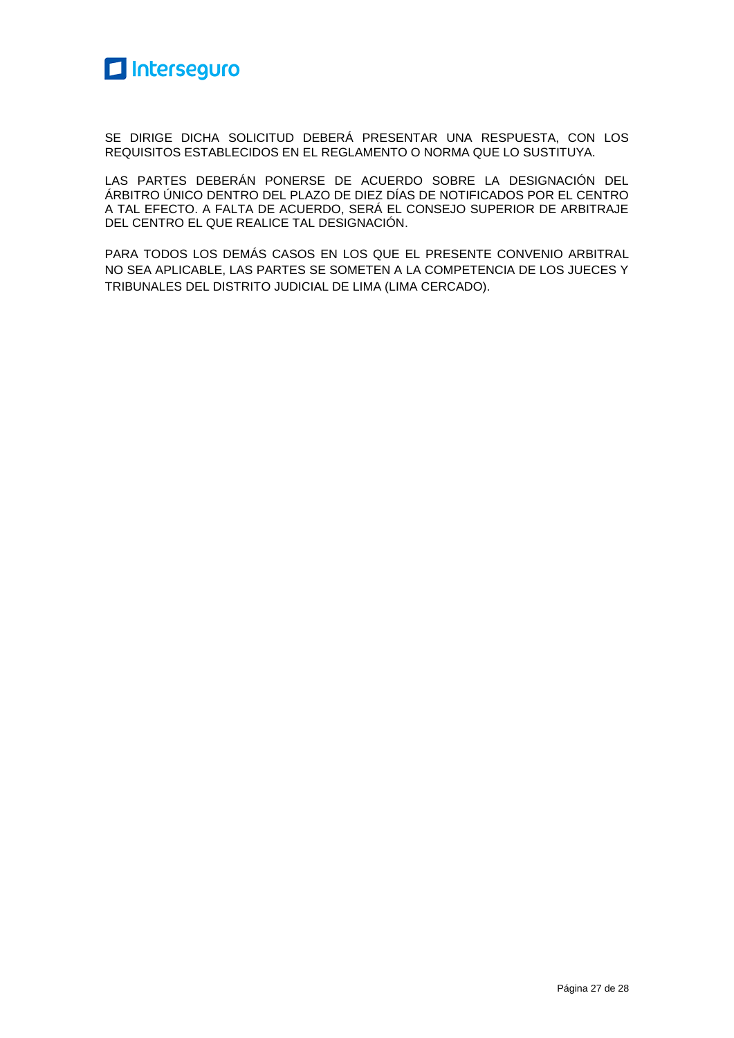SE DIRIGE DICHA SOLICITUD DEBERÁ PRESENTAR UNA RESPUESTA, CON LOS REQUISITOS ESTABLECIDOS EN EL REGLAMENTO O NORMA QUE LO SUSTITUYA.

LAS PARTES DEBERÁN PONERSE DE ACUERDO SOBRE LA DESIGNACIÓN DEL ÁRBITRO ÚNICO DENTRO DEL PLAZO DE DIEZ DÍAS DE NOTIFICADOS POR EL CENTRO A TAL EFECTO. A FALTA DE ACUERDO, SERÁ EL CONSEJO SUPERIOR DE ARBITRAJE DEL CENTRO EL QUE REALICE TAL DESIGNACIÓN.

PARA TODOS LOS DEMÁS CASOS EN LOS QUE EL PRESENTE CONVENIO ARBITRAL NO SEA APLICABLE, LAS PARTES SE SOMETEN A LA COMPETENCIA DE LOS JUECES Y TRIBUNALES DEL DISTRITO JUDICIAL DE LIMA (LIMA CERCADO).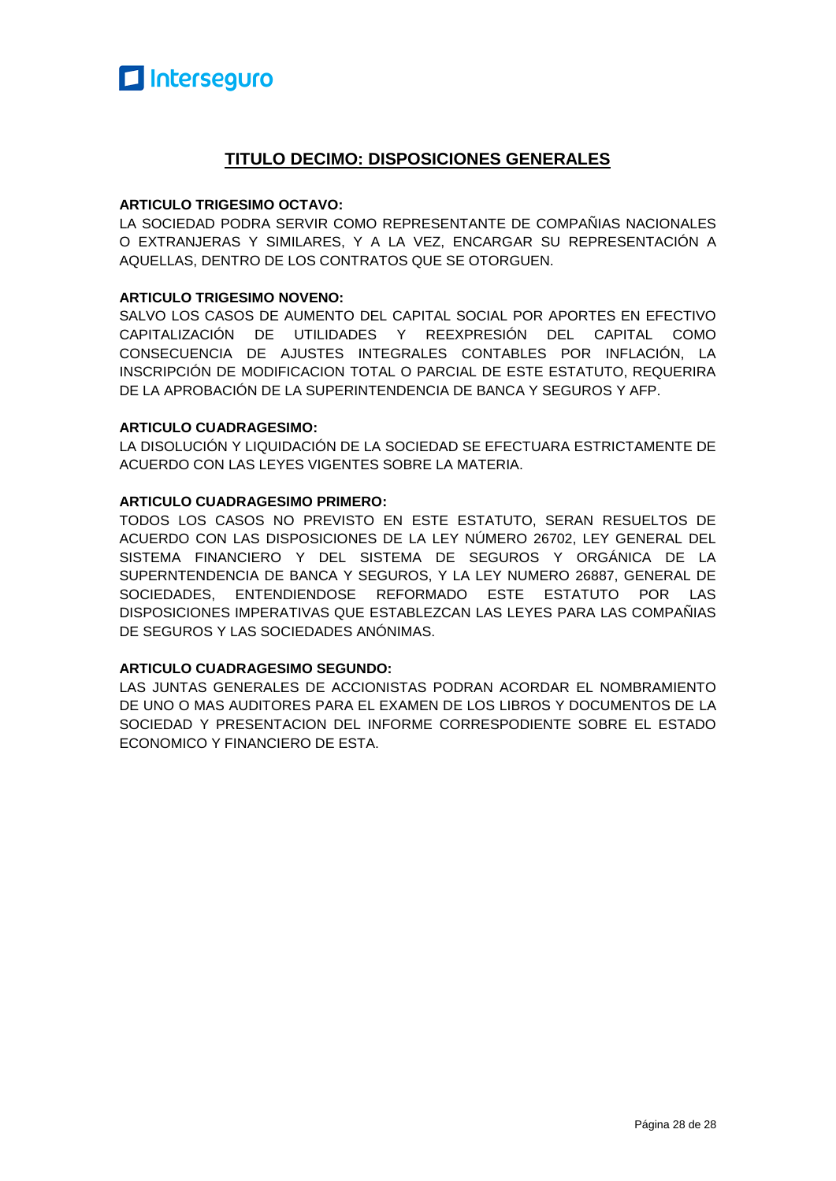## TITULO DECIMO: DISPOSICIONES GENERALES

**ARTICULO TRIGESIMO OCTAVO:**

LA SOCIEDAD PODRA SERVIR COMO REPRESENTANTE DE COMPAÑIAS NACIONALES O EXTRANJERAS Y SIMILARES, Y A LA VEZ, ENCARGAR SU REPRESENTACIÓN A AQUELLAS, DENTRO DE LOS CONTRATOS QUE SE OTORGUEN.

**ARTICULO TRIGESIMO NOVENO:**

SALVO LOS CASOS DE AUMENTO DEL CAPITAL SOCIAL POR APORTES EN EFECTIVO CAPITALIZACIÓN DE UTILIDADES Y REEXPRESIÓN DEL CAPITAL COMO CONSECUENCIA DE AJUSTES INTEGRALES CONTABLES POR INFLACIÓN, LA INSCRIPCIÓN DE MODIFICACION TOTAL O PARCIAL DE ESTE ESTATUTO, REQUERIRA DE LA APROBACIÓN DE LA SUPERINTENDENCIA DE BANCA Y SEGUROS Y AFP.

**ARTICULO CUADRAGESIMO:**

LA DISOLUCIÓN Y LIQUIDACIÓN DE LA SOCIEDAD SE EFECTUARA ESTRICTAMENTE DE ACUERDO CON LAS LEYES VIGENTES SOBRE LA MATERIA.

**ARTICULO CUADRAGESIMO PRIMERO:**

TODOS LOS CASOS NO PREVISTO EN ESTE ESTATUTO, SERAN RESUELTOS DE ACUERDO CON LAS DISPOSICIONES DE LA LEY NÚMERO 26702, LEY GENERAL DEL SISTEMA FINANCIERO Y DEL SISTEMA DE SEGUROS Y ORGÁNICA DE LA SUPERNTENDENCIA DE BANCA Y SEGUROS, Y LA LEY NUMERO 26887, GENERAL DE SOCIEDADES, ENTENDIENDOSE REFORMADO ESTE ESTATUTO POR LAS DISPOSICIONES IMPERATIVAS QUE ESTABLEZCAN LAS LEYES PARA LAS COMPAÑIAS DE SEGUROS Y LAS SOCIEDADES ANÓNIMAS.

**ARTICULO CUADRAGESIMO SEGUNDO:**

LAS JUNTAS GENERALES DE ACCIONISTAS PODRAN ACORDAR EL NOMBRAMIENTO DE UNO O MAS AUDITORES PARA EL EXAMEN DE LOS LIBROS Y DOCUMENTOS DE LA SOCIEDAD Y PRESENTACION DEL INFORME CORRESPODIENTE SOBRE EL ESTADO ECONOMICO Y FINANCIERO DE ESTA.